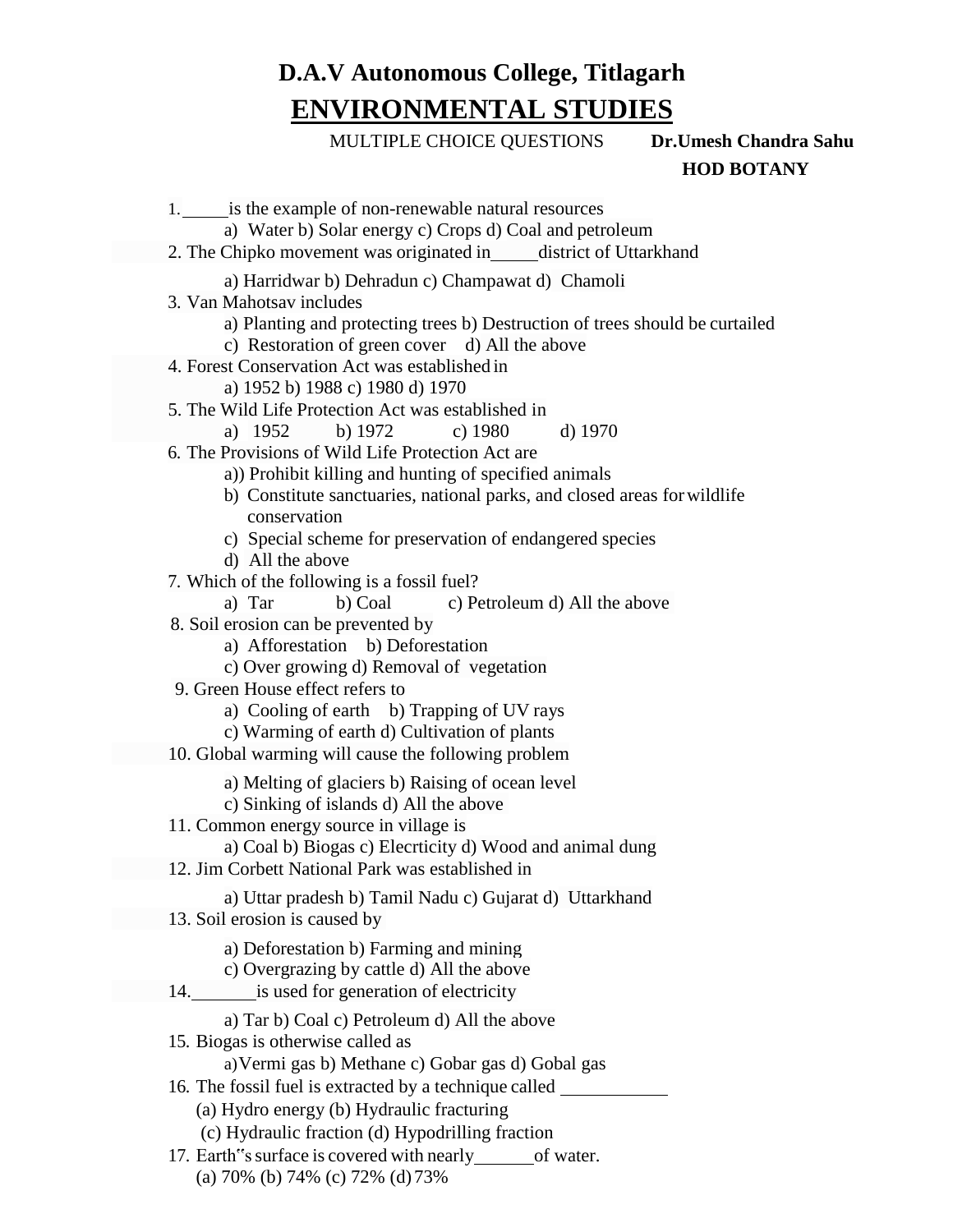# D.A.V Autonomous College, Titlagarh

## ENVIRONMENTAL STUDIES

MULTIPLE CHOICE QUESTIONS **Dr.Umesh Chandra Sahu**

**HOD BOTANY**

1. _____ is the example of non-renewable natural resources
   a) Water b) Solar energy c) Crops d) Coal and petroleum
2. The Chipko movement was originated in_____ district of Uttarkhand
   a) Harridwar b) Dehradun c) Champawat d) Chamoli
3. Van Mahotsav includes
   a) Planting and protecting trees b) Destruction of trees should be curtailed
   c) Restoration of green cover d) All the above
4. Forest Conservation Act was established in
   a) 1952 b) 1988 c) 1980 d) 1970
5. The Wild Life Protection Act was established in
   a) 1952 b) 1972 c) 1980 d) 1970
6. The Provisions of Wild Life Protection Act are
   a)) Prohibit killing and hunting of specified animals
   b) Constitute sanctuaries, national parks, and closed areas for wildlife conservation
   c) Special scheme for preservation of endangered species
   d) All the above
7. Which of the following is a fossil fuel?
   a) Tar b) Coal c) Petroleum d) All the above
8. Soil erosion can be prevented by
   a) Afforestation b) Deforestation
   c) Over growing d) Removal of vegetation
9. Green House effect refers to
   a) Cooling of earth b) Trapping of UV rays
   c) Warming of earth d) Cultivation of plants
10. Global warming will cause the following problem
    a) Melting of glaciers b) Raising of ocean level
    c) Sinking of islands d) All the above
11. Common energy source in village is
    a) Coal b) Biogas c) Elecrticity d) Wood and animal dung
12. Jim Corbett National Park was established in
    a) Uttar pradesh b) Tamil Nadu c) Gujarat d) Uttarkhand
13. Soil erosion is caused by
    a) Deforestation b) Farming and mining
    c) Overgrazing by cattle d) All the above
14. _______ is used for generation of electricity
    a) Tar b) Coal c) Petroleum d) All the above
15. Biogas is otherwise called as
    a) Vermi gas b) Methane c) Gobar gas d) Gobal gas
16. The fossil fuel is extracted by a technique called ___________
    (a) Hydro energy (b) Hydraulic fracturing
    (c) Hydraulic fraction (d) Hypodrilling fraction
17. Earth"s surface is covered with nearly______ of water.
    (a) 70% (b) 74% (c) 72% (d) 73%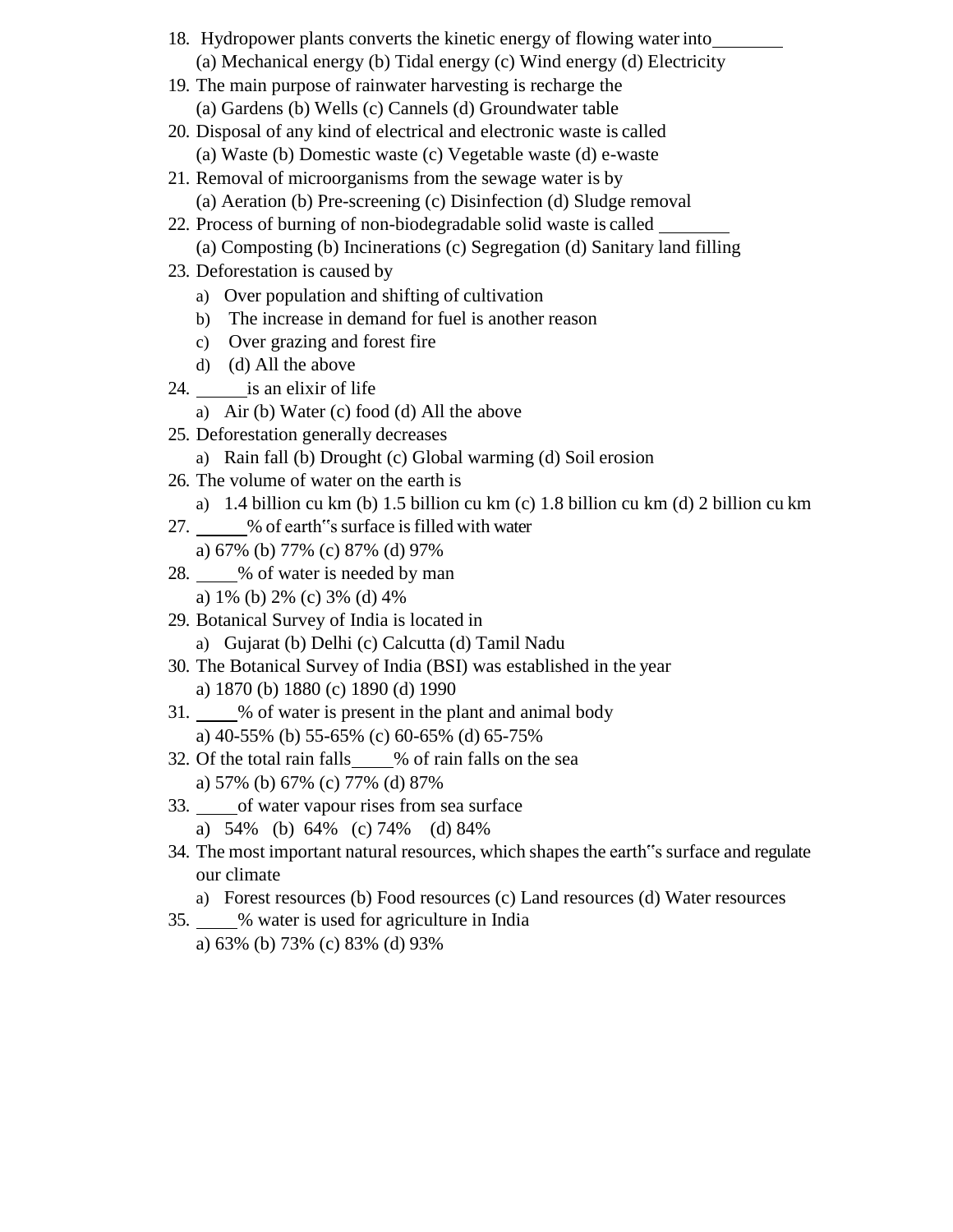18. Hydropower plants converts the kinetic energy of flowing water into________
    (a) Mechanical energy (b) Tidal energy (c) Wind energy (d) Electricity
19. The main purpose of rainwater harvesting is recharge the
    (a) Gardens (b) Wells (c) Cannels (d) Groundwater table
20. Disposal of any kind of electrical and electronic waste is called
    (a) Waste (b) Domestic waste (c) Vegetable waste (d) e-waste
21. Removal of microorganisms from the sewage water is by
    (a) Aeration (b) Pre-screening (c) Disinfection (d) Sludge removal
22. Process of burning of non-biodegradable solid waste is called ________
    (a) Composting (b) Incinerations (c) Segregation (d) Sanitary land filling
23. Deforestation is caused by
    a) Over population and shifting of cultivation
    b) The increase in demand for fuel is another reason
    c) Over grazing and forest fire
    d) (d) All the above
24. ______is an elixir of life
    a) Air (b) Water (c) food (d) All the above
25. Deforestation generally decreases
    a) Rain fall (b) Drought (c) Global warming (d) Soil erosion
26. The volume of water on the earth is
    a) 1.4 billion cu km (b) 1.5 billion cu km (c) 1.8 billion cu km (d) 2 billion cu km
27. ______% of earth"s surface is filled with water
    a) 67% (b) 77% (c) 87% (d) 97%
28. _____% of water is needed by man
    a) 1% (b) 2% (c) 3% (d) 4%
29. Botanical Survey of India is located in
    a) Gujarat (b) Delhi (c) Calcutta (d) Tamil Nadu
30. The Botanical Survey of India (BSI) was established in the year
    a) 1870 (b) 1880 (c) 1890 (d) 1990
31. _____% of water is present in the plant and animal body
    a) 40-55% (b) 55-65% (c) 60-65% (d) 65-75%
32. Of the total rain falls_____% of rain falls on the sea
    a) 57% (b) 67% (c) 77% (d) 87%
33. _____of water vapour rises from sea surface
    a) 54% (b) 64% (c) 74% (d) 84%
34. The most important natural resources, which shapes the earth"s surface and regulate our climate
    a) Forest resources (b) Food resources (c) Land resources (d) Water resources
35. _____% water is used for agriculture in India
    a) 63% (b) 73% (c) 83% (d) 93%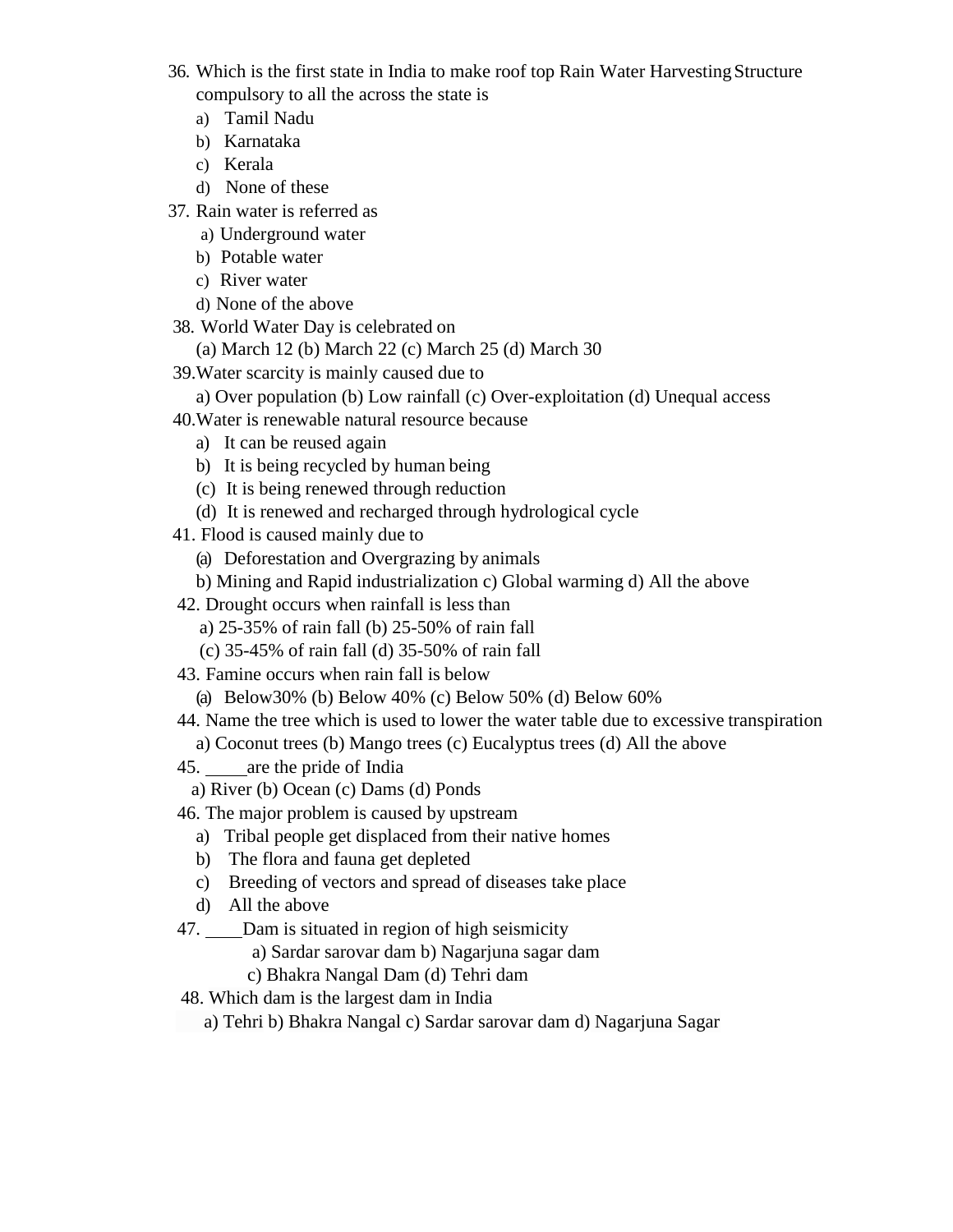36. Which is the first state in India to make roof top Rain Water Harvesting Structure compulsory to all the across the state is
    a) Tamil Nadu
    b) Karnataka
    c) Kerala
    d) None of these
37. Rain water is referred as
    a) Underground water
    b) Potable water
    c) River water
    d) None of the above
38. World Water Day is celebrated on
    (a) March 12 (b) March 22 (c) March 25 (d) March 30
39. Water scarcity is mainly caused due to
    a) Over population (b) Low rainfall (c) Over-exploitation (d) Unequal access
40. Water is renewable natural resource because
    a) It can be reused again
    b) It is being recycled by human being
    (c) It is being renewed through reduction
    (d) It is renewed and recharged through hydrological cycle
41. Flood is caused mainly due to
    (a) Deforestation and Overgrazing by animals
    b) Mining and Rapid industrialization c) Global warming d) All the above
42. Drought occurs when rainfall is less than
    a) 25-35% of rain fall (b) 25-50% of rain fall
    (c) 35-45% of rain fall (d) 35-50% of rain fall
43. Famine occurs when rain fall is below
    (a) Below30% (b) Below 40% (c) Below 50% (d) Below 60%
44. Name the tree which is used to lower the water table due to excessive transpiration
    a) Coconut trees (b) Mango trees (c) Eucalyptus trees (d) All the above
45. _____ are the pride of India
    a) River (b) Ocean (c) Dams (d) Ponds
46. The major problem is caused by upstream
    a) Tribal people get displaced from their native homes
    b) The flora and fauna get depleted
    c) Breeding of vectors and spread of diseases take place
    d) All the above
47. ____ Dam is situated in region of high seismicity
    a) Sardar sarovar dam b) Nagarjuna sagar dam
    c) Bhakra Nangal Dam (d) Tehri dam
48. Which dam is the largest dam in India
    a) Tehri b) Bhakra Nangal c) Sardar sarovar dam d) Nagarjuna Sagar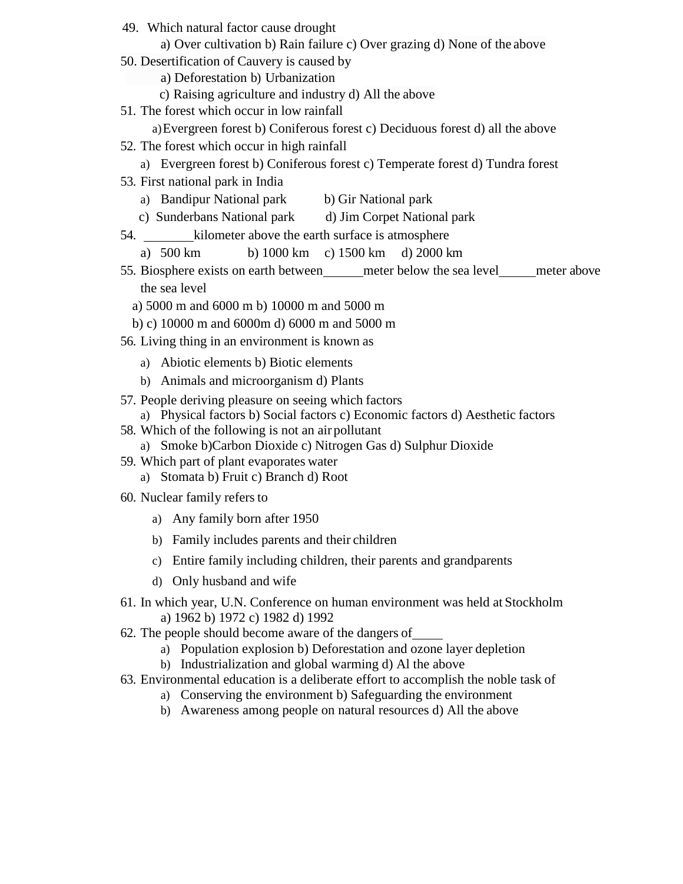49. Which natural factor cause drought
    a) Over cultivation b) Rain failure c) Over grazing d) None of the above
50. Desertification of Cauvery is caused by
    a) Deforestation b) Urbanization
    c) Raising agriculture and industry d) All the above
51. The forest which occur in low rainfall
    a) Evergreen forest b) Coniferous forest c) Deciduous forest d) all the above
52. The forest which occur in high rainfall
    a) Evergreen forest b) Coniferous forest c) Temperate forest d) Tundra forest
53. First national park in India
    a) Bandipur National park b) Gir National park
    c) Sunderbans National park d) Jim Corpet National park
54. ________ kilometer above the earth surface is atmosphere
    a) 500 km b) 1000 km c) 1500 km d) 2000 km
55. Biosphere exists on earth between ______ meter below the sea level ______ meter above the sea level
    a) 5000 m and 6000 m b) 10000 m and 5000 m
    b) c) 10000 m and 6000m d) 6000 m and 5000 m
56. Living thing in an environment is known as
    a) Abiotic elements b) Biotic elements
    b) Animals and microorganism d) Plants
57. People deriving pleasure on seeing which factors
    a) Physical factors b) Social factors c) Economic factors d) Aesthetic factors
58. Which of the following is not an air pollutant
    a) Smoke b)Carbon Dioxide c) Nitrogen Gas d) Sulphur Dioxide
59. Which part of plant evaporates water
    a) Stomata b) Fruit c) Branch d) Root
60. Nuclear family refers to
    a) Any family born after 1950
    b) Family includes parents and their children
    c) Entire family including children, their parents and grandparents
    d) Only husband and wife
61. In which year, U.N. Conference on human environment was held at Stockholm
    a) 1962 b) 1972 c) 1982 d) 1992
62. The people should become aware of the dangers of _____
    a) Population explosion b) Deforestation and ozone layer depletion
    b) Industrialization and global warming d) Al the above
63. Environmental education is a deliberate effort to accomplish the noble task of
    a) Conserving the environment b) Safeguarding the environment
    b) Awareness among people on natural resources d) All the above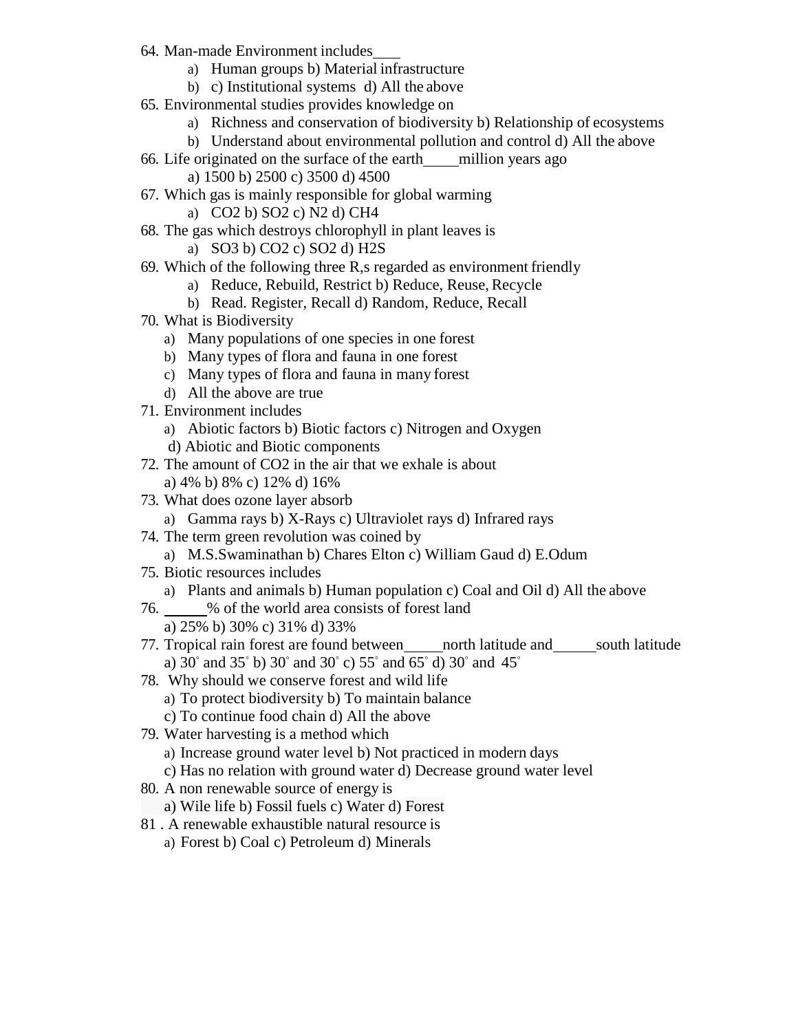64. Man-made Environment includes\_\_\_\_
    a) Human groups b) Material infrastructure
    b) c) Institutional systems d) All the above
65. Environmental studies provides knowledge on
    a) Richness and conservation of biodiversity b) Relationship of ecosystems
    b) Understand about environmental pollution and control d) All the above
66. Life originated on the surface of the earth\_\_\_\_\_million years ago
    a) 1500 b) 2500 c) 3500 d) 4500
67. Which gas is mainly responsible for global warming
    a) $CO_2$ b) $SO_2$ c) $N_2$ d) $CH_4$
68. The gas which destroys chlorophyll in plant leaves is
    a) $SO_3$ b) $CO_2$ c) $SO_2$ d) $H_2S$
69. Which of the following three R,s regarded as environment friendly
    a) Reduce, Rebuild, Restrict b) Reduce, Reuse, Recycle
    b) Read. Register, Recall d) Random, Reduce, Recall
70. What is Biodiversity
    a) Many populations of one species in one forest
    b) Many types of flora and fauna in one forest
    c) Many types of flora and fauna in many forest
    d) All the above are true
71. Environment includes
    a) Abiotic factors b) Biotic factors c) Nitrogen and Oxygen
    d) Abiotic and Biotic components
72. The amount of $CO_2$ in the air that we exhale is about
    a) 4% b) 8% c) 12% d) 16%
73. What does ozone layer absorb
    a) Gamma rays b) X-Rays c) Ultraviolet rays d) Infrared rays
74. The term green revolution was coined by
    a) M.S.Swaminathan b) Chares Elton c) William Gaud d) E.Odum
75. Biotic resources includes
    a) Plants and animals b) Human population c) Coal and Oil d) All the above
76. \_\_\_\_\_\_% of the world area consists of forest land
    a) 25% b) 30% c) 31% d) 33%
77. Tropical rain forest are found between\_\_\_\_\_north latitude and\_\_\_\_\_\_south latitude
    a) $30^\circ$ and $35^\circ$ b) $30^\circ$ and $30^\circ$ c) $55^\circ$ and $65^\circ$ d) $30^\circ$ and $45^\circ$
78. Why should we conserve forest and wild life
    a) To protect biodiversity b) To maintain balance
    c) To continue food chain d) All the above
79. Water harvesting is a method which
    a) Increase ground water level b) Not practiced in modern days
    c) Has no relation with ground water d) Decrease ground water level
80. A non renewable source of energy is
    a) Wile life b) Fossil fuels c) Water d) Forest
81. A renewable exhaustible natural resource is
    a) Forest b) Coal c) Petroleum d) Minerals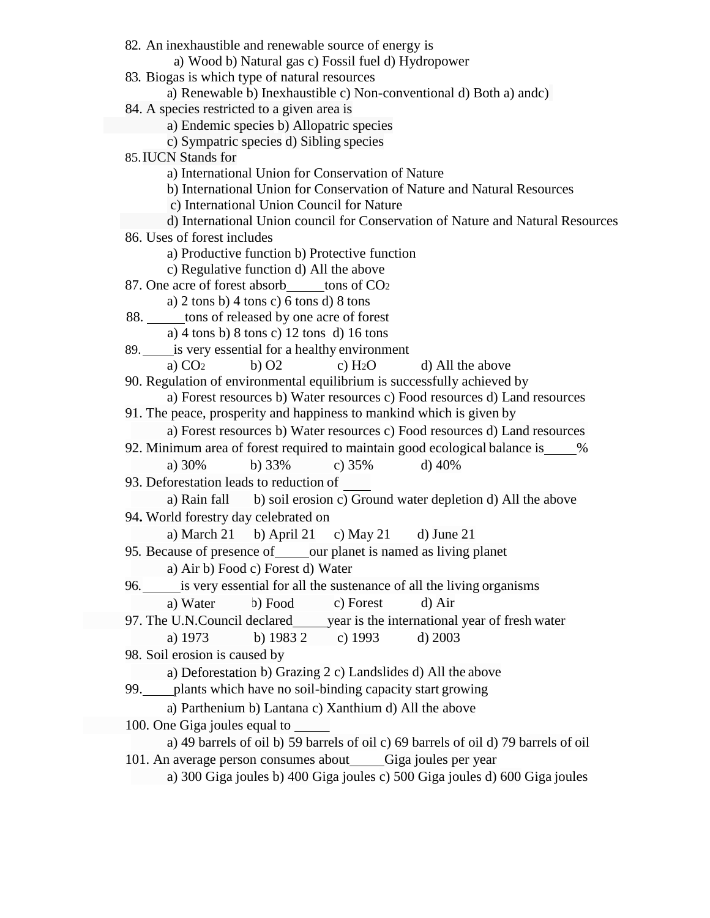82. An inexhaustible and renewable source of energy is
    a) Wood b) Natural gas c) Fossil fuel d) Hydropower
83. Biogas is which type of natural resources
    a) Renewable b) Inexhaustible c) Non-conventional d) Both a) andc)
84. A species restricted to a given area is
    a) Endemic species b) Allopatric species
    c) Sympatric species d) Sibling species
85. IUCN Stands for
    a) International Union for Conservation of Nature
    b) International Union for Conservation of Nature and Natural Resources
    c) International Union Council for Nature
    d) International Union council for Conservation of Nature and Natural Resources
86. Uses of forest includes
    a) Productive function b) Protective function
    c) Regulative function d) All the above
87. One acre of forest absorb_____tons of $CO_2$
    a) 2 tons b) 4 tons c) 6 tons d) 8 tons
88. _____tons of released by one acre of forest
    a) 4 tons b) 8 tons c) 12 tons d) 16 tons
89. _____is very essential for a healthy environment
    a) $CO_2$ b) O2 c) $H_2O$ d) All the above
90. Regulation of environmental equilibrium is successfully achieved by
    a) Forest resources b) Water resources c) Food resources d) Land resources
91. The peace, prosperity and happiness to mankind which is given by
    a) Forest resources b) Water resources c) Food resources d) Land resources
92. Minimum area of forest required to maintain good ecological balance is_____%
    a) 30% b) 33% c) 35% d) 40%
93. Deforestation leads to reduction of ____
    a) Rain fall b) soil erosion c) Ground water depletion d) All the above
94. World forestry day celebrated on
    a) March 21 b) April 21 c) May 21 d) June 21
95. Because of presence of_____our planet is named as living planet
    a) Air b) Food c) Forest d) Water
96. _____is very essential for all the sustenance of all the living organisms
    a) Water b) Food c) Forest d) Air
97. The U.N.Council declared_____year is the international year of fresh water
    a) 1973 b) 1983 2 c) 1993 d) 2003
98. Soil erosion is caused by
    a) Deforestation b) Grazing 2 c) Landslides d) All the above
99. _____plants which have no soil-binding capacity start growing
    a) Parthenium b) Lantana c) Xanthium d) All the above
100. One Giga joules equal to _____
    a) 49 barrels of oil b) 59 barrels of oil c) 69 barrels of oil d) 79 barrels of oil
101. An average person consumes about_____Giga joules per year
    a) 300 Giga joules b) 400 Giga joules c) 500 Giga joules d) 600 Giga joules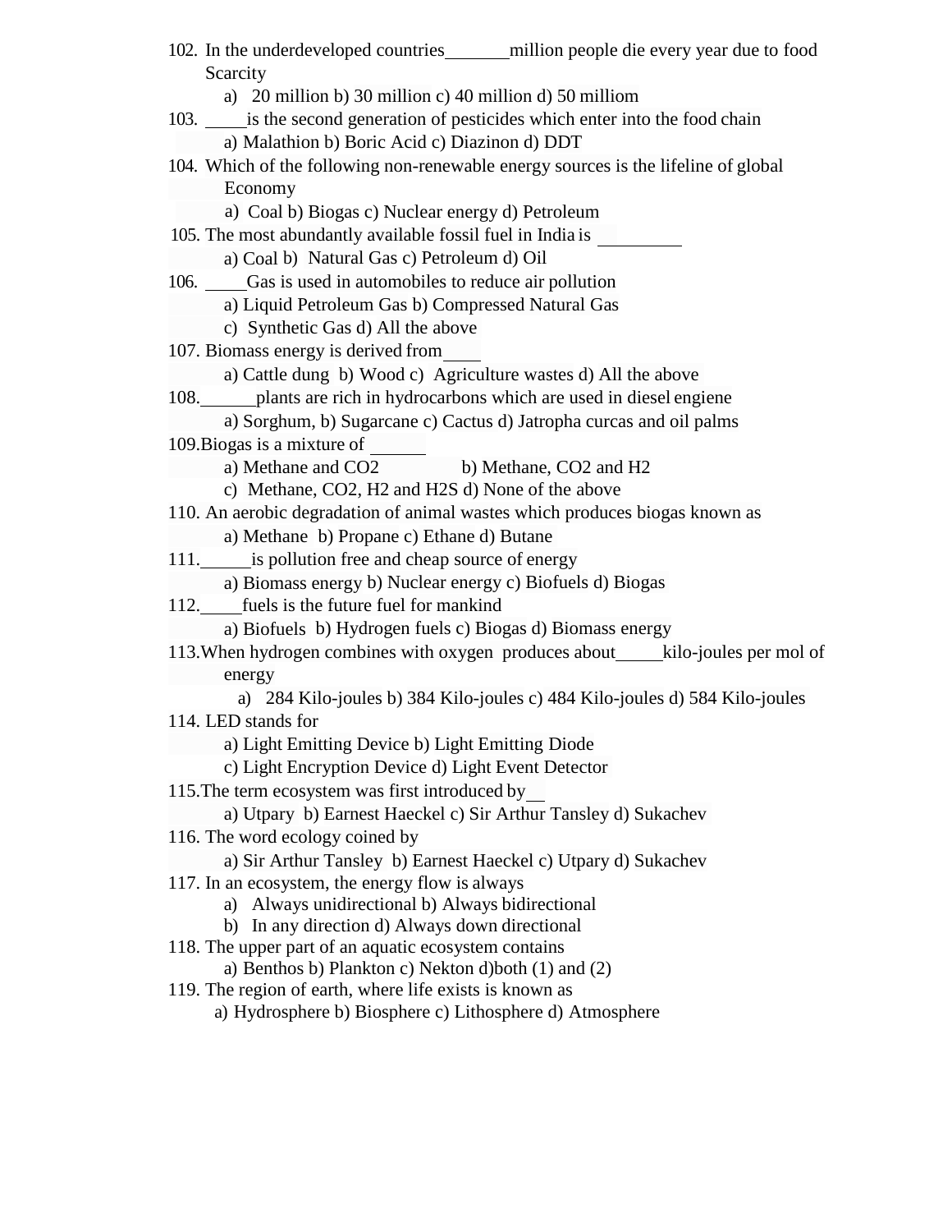102. In the underdeveloped countries_______million people die every year due to food Scarcity

   a) 20 million b) 30 million c) 40 million d) 50 milliom

103. _____is the second generation of pesticides which enter into the food chain

   a) Malathion b) Boric Acid c) Diazinon d) DDT

104. Which of the following non-renewable energy sources is the lifeline of global Economy

   a) Coal b) Biogas c) Nuclear energy d) Petroleum

105. The most abundantly available fossil fuel in India is __________

   a) Coal b) Natural Gas c) Petroleum d) Oil

106. _____Gas is used in automobiles to reduce air pollution

   a) Liquid Petroleum Gas b) Compressed Natural Gas

   c) Synthetic Gas d) All the above

107. Biomass energy is derived from____

   a) Cattle dung b) Wood c) Agriculture wastes d) All the above

108.______plants are rich in hydrocarbons which are used in diesel engiene

   a) Sorghum, b) Sugarcane c) Cactus d) Jatropha curcas and oil palms

109.Biogas is a mixture of ______

   a) Methane and $CO_2$ b) Methane, $CO_2$ and $H_2$

   c) Methane, $CO_2$, $H_2$ and $H_2S$ d) None of the above

110. An aerobic degradation of animal wastes which produces biogas known as

   a) Methane b) Propane c) Ethane d) Butane

111.______is pollution free and cheap source of energy

   a) Biomass energy b) Nuclear energy c) Biofuels d) Biogas

112._____fuels is the future fuel for mankind

   a) Biofuels b) Hydrogen fuels c) Biogas d) Biomass energy

113.When hydrogen combines with oxygen produces about_____kilo-joules per mol of energy

   a) 284 Kilo-joules b) 384 Kilo-joules c) 484 Kilo-joules d) 584 Kilo-joules

114. LED stands for

   a) Light Emitting Device b) Light Emitting Diode

   c) Light Encryption Device d) Light Event Detector

115.The term ecosystem was first introduced by__

   a) Utpary b) Earnest Haeckel c) Sir Arthur Tansley d) Sukachev

116. The word ecology coined by

   a) Sir Arthur Tansley b) Earnest Haeckel c) Utpary d) Sukachev

117. In an ecosystem, the energy flow is always

   a) Always unidirectional b) Always bidirectional

   b) In any direction d) Always down directional

118. The upper part of an aquatic ecosystem contains

   a) Benthos b) Plankton c) Nekton d)both (1) and (2)

119. The region of earth, where life exists is known as

   a) Hydrosphere b) Biosphere c) Lithosphere d) Atmosphere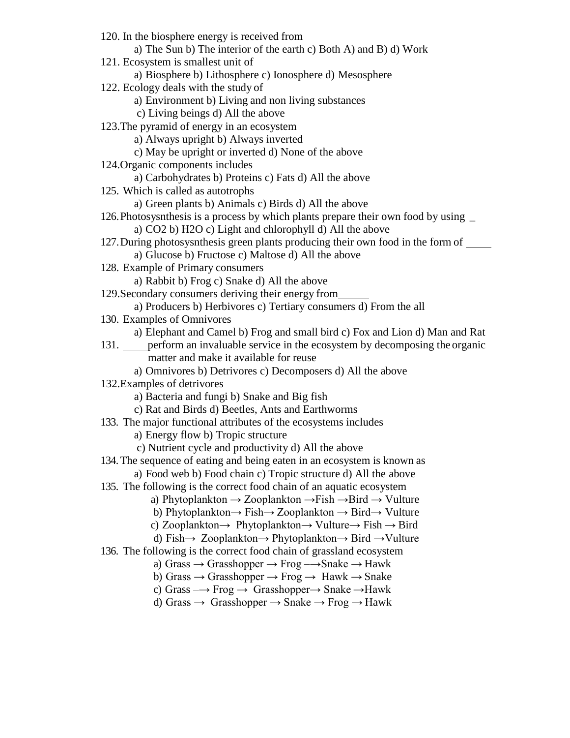120. In the biosphere energy is received from
   a) The Sun b) The interior of the earth c) Both A) and B) d) Work

121. Ecosystem is smallest unit of
   a) Biosphere b) Lithosphere c) Ionosphere d) Mesosphere

122. Ecology deals with the study of
   a) Environment b) Living and non living substances
   c) Living beings d) All the above

123. The pyramid of energy in an ecosystem
   a) Always upright b) Always inverted
   c) May be upright or inverted d) None of the above

124. Organic components includes
   a) Carbohydrates b) Proteins c) Fats d) All the above

125. Which is called as autotrophs
   a) Green plants b) Animals c) Birds d) All the above

126. Photosysnthesis is a process by which plants prepare their own food by using _
   a) CO2 b) H2O c) Light and chlorophyll d) All the above

127. During photosysnthesis green plants producing their own food in the form of _____
   a) Glucose b) Fructose c) Maltose d) All the above

128. Example of Primary consumers
   a) Rabbit b) Frog c) Snake d) All the above

129. Secondary consumers deriving their energy from______
   a) Producers b) Herbivores c) Tertiary consumers d) From the all

130. Examples of Omnivores
   a) Elephant and Camel b) Frog and small bird c) Fox and Lion d) Man and Rat

131. _____perform an invaluable service in the ecosystem by decomposing the organic matter and make it available for reuse
   a) Omnivores b) Detrivores c) Decomposers d) All the above

132. Examples of detrivores
   a) Bacteria and fungi b) Snake and Big fish
   c) Rat and Birds d) Beetles, Ants and Earthworms

133. The major functional attributes of the ecosystems includes
   a) Energy flow b) Tropic structure
   c) Nutrient cycle and productivity d) All the above

134. The sequence of eating and being eaten in an ecosystem is known as
   a) Food web b) Food chain c) Tropic structure d) All the above

135. The following is the correct food chain of an aquatic ecosystem
   a) Phytoplankton → Zooplankton →Fish →Bird → Vulture
   b) Phytoplankton→ Fish→ Zooplankton → Bird→ Vulture
   c) Zooplankton→ Phytoplankton→ Vulture→ Fish → Bird
   d) Fish→ Zooplankton→ Phytoplankton→ Bird →Vulture

136. The following is the correct food chain of grassland ecosystem
   a) Grass → Grasshopper → Frog →Snake → Hawk
   b) Grass → Grasshopper → Frog → Hawk → Snake
   c) Grass → Frog → Grasshopper→ Snake →Hawk
   d) Grass → Grasshopper → Snake → Frog → Hawk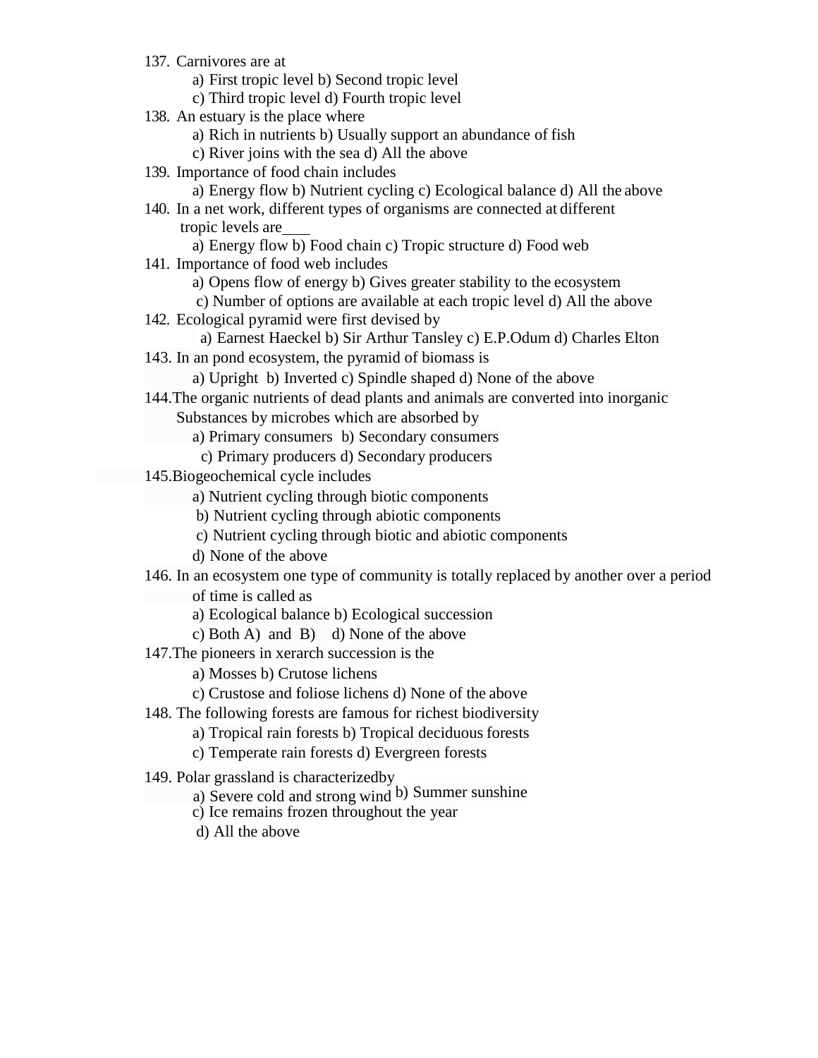137. Carnivores are at
   a) First tropic level b) Second tropic level
   c) Third tropic level d) Fourth tropic level
138. An estuary is the place where
   a) Rich in nutrients b) Usually support an abundance of fish
   c) River joins with the sea d) All the above
139. Importance of food chain includes
   a) Energy flow b) Nutrient cycling c) Ecological balance d) All the above
140. In a net work, different types of organisms are connected at different tropic levels are____
   a) Energy flow b) Food chain c) Tropic structure d) Food web
141. Importance of food web includes
   a) Opens flow of energy b) Gives greater stability to the ecosystem
   c) Number of options are available at each tropic level d) All the above
142. Ecological pyramid were first devised by
   a) Earnest Haeckel b) Sir Arthur Tansley c) E.P.Odum d) Charles Elton
143. In an pond ecosystem, the pyramid of biomass is
   a) Upright b) Inverted c) Spindle shaped d) None of the above
144. The organic nutrients of dead plants and animals are converted into inorganic Substances by microbes which are absorbed by
   a) Primary consumers b) Secondary consumers
   c) Primary producers d) Secondary producers
145. Biogeochemical cycle includes
   a) Nutrient cycling through biotic components
   b) Nutrient cycling through abiotic components
   c) Nutrient cycling through biotic and abiotic components
   d) None of the above
146. In an ecosystem one type of community is totally replaced by another over a period of time is called as
   a) Ecological balance b) Ecological succession
   c) Both A) and B) d) None of the above
147. The pioneers in xerarch succession is the
   a) Mosses b) Crutose lichens
   c) Crustose and foliose lichens d) None of the above
148. The following forests are famous for richest biodiversity
   a) Tropical rain forests b) Tropical deciduous forests
   c) Temperate rain forests d) Evergreen forests
149. Polar grassland is characterizedby
   a) Severe cold and strong wind b) Summer sunshine
   c) Ice remains frozen throughout the year
   d) All the above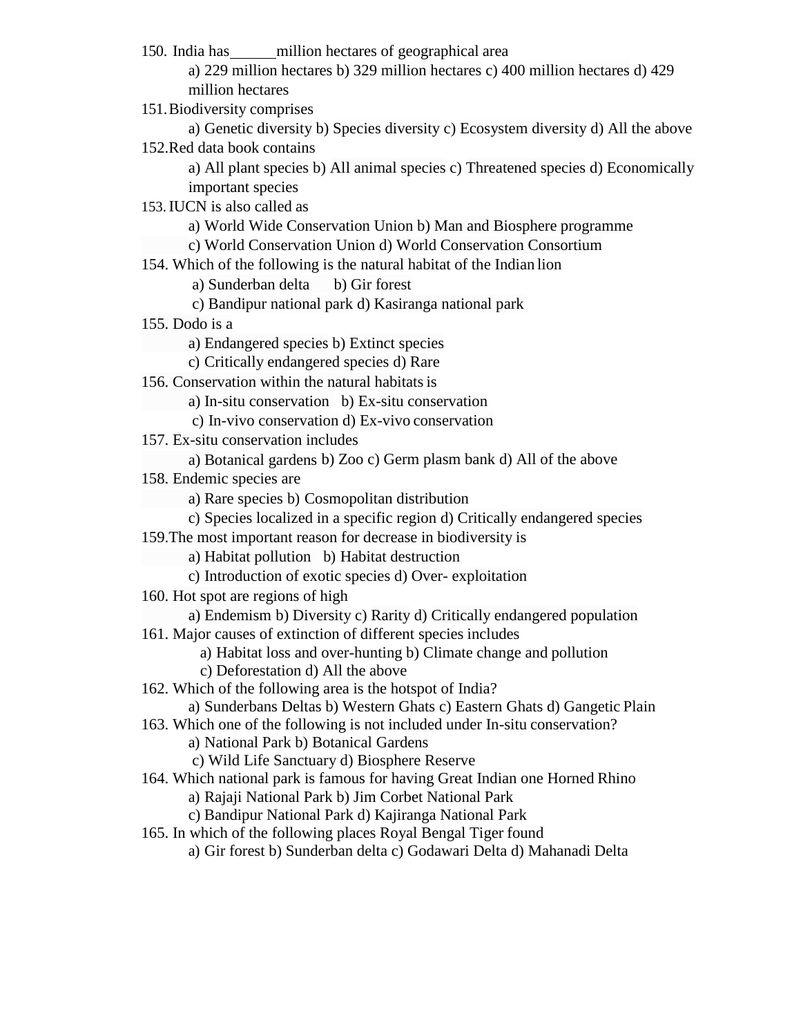150. India has______million hectares of geographical area

a) 229 million hectares b) 329 million hectares c) 400 million hectares d) 429 million hectares

151. Biodiversity comprises

a) Genetic diversity b) Species diversity c) Ecosystem diversity d) All the above

152. Red data book contains

a) All plant species b) All animal species c) Threatened species d) Economically important species

153. IUCN is also called as

a) World Wide Conservation Union b) Man and Biosphere programme
c) World Conservation Union d) World Conservation Consortium

154. Which of the following is the natural habitat of the Indian lion

a) Sunderban delta b) Gir forest
c) Bandipur national park d) Kasiranga national park

155. Dodo is a

a) Endangered species b) Extinct species
c) Critically endangered species d) Rare

156. Conservation within the natural habitats is

a) In-situ conservation b) Ex-situ conservation
c) In-vivo conservation d) Ex-vivo conservation

157. Ex-situ conservation includes

a) Botanical gardens b) Zoo c) Germ plasm bank d) All of the above

158. Endemic species are

a) Rare species b) Cosmopolitan distribution
c) Species localized in a specific region d) Critically endangered species

159. The most important reason for decrease in biodiversity is

a) Habitat pollution b) Habitat destruction
c) Introduction of exotic species d) Over- exploitation

160. Hot spot are regions of high

a) Endemism b) Diversity c) Rarity d) Critically endangered population

161. Major causes of extinction of different species includes

a) Habitat loss and over-hunting b) Climate change and pollution
c) Deforestation d) All the above

162. Which of the following area is the hotspot of India?

a) Sunderbans Deltas b) Western Ghats c) Eastern Ghats d) Gangetic Plain

163. Which one of the following is not included under In-situ conservation?

a) National Park b) Botanical Gardens
c) Wild Life Sanctuary d) Biosphere Reserve

164. Which national park is famous for having Great Indian one Horned Rhino

a) Rajaji National Park b) Jim Corbet National Park
c) Bandipur National Park d) Kajiranga National Park

165. In which of the following places Royal Bengal Tiger found

a) Gir forest b) Sunderban delta c) Godawari Delta d) Mahanadi Delta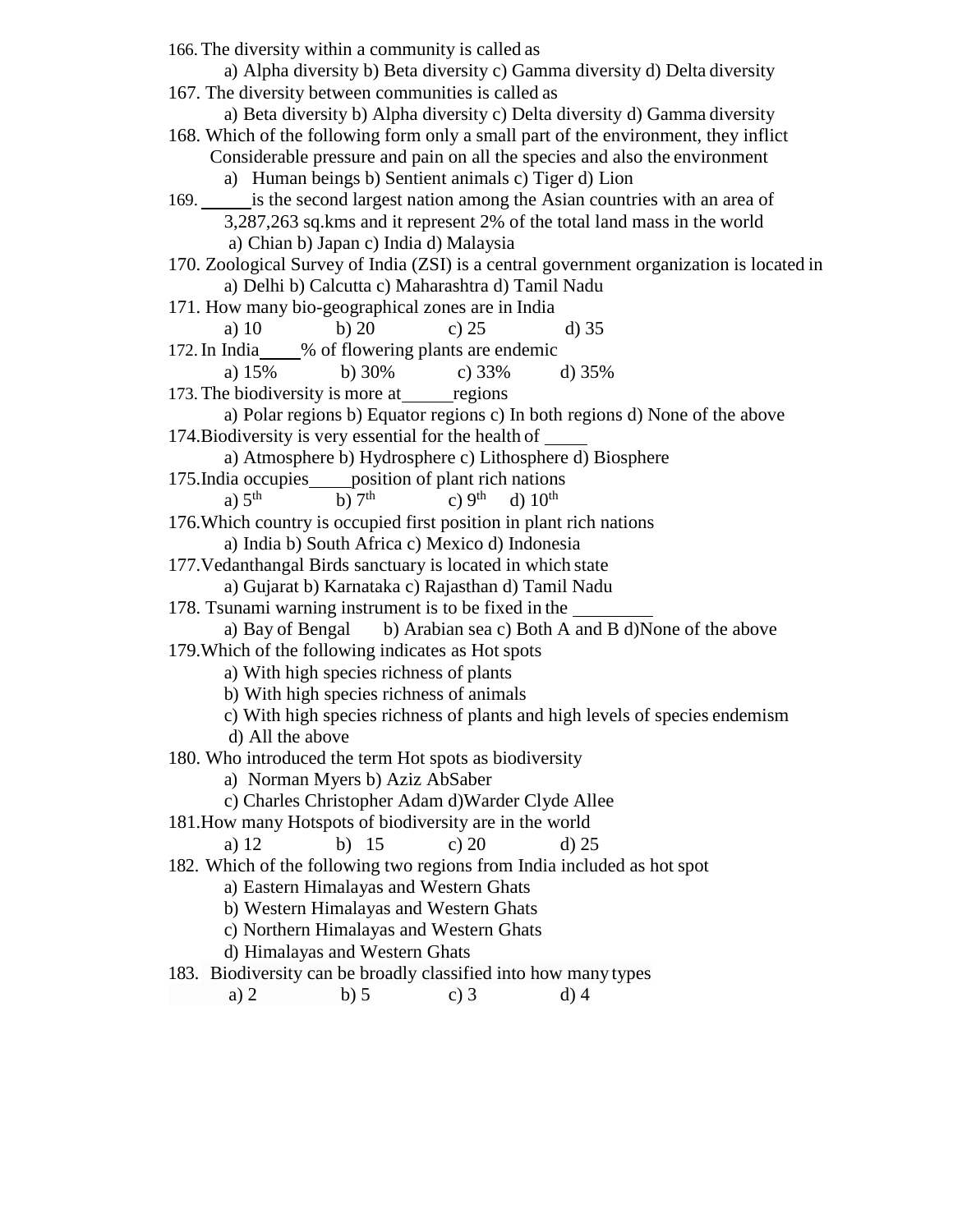166. The diversity within a community is called as

a) Alpha diversity b) Beta diversity c) Gamma diversity d) Delta diversity

167. The diversity between communities is called as

a) Beta diversity b) Alpha diversity c) Delta diversity d) Gamma diversity

168. Which of the following form only a small part of the environment, they inflict Considerable pressure and pain on all the species and also the environment

a) Human beings b) Sentient animals c) Tiger d) Lion

169. ______ is the second largest nation among the Asian countries with an area of 3,287,263 sq.kms and it represent 2% of the total land mass in the world

a) Chian b) Japan c) India d) Malaysia

170. Zoological Survey of India (ZSI) is a central government organization is located in

a) Delhi b) Calcutta c) Maharashtra d) Tamil Nadu

171. How many bio-geographical zones are in India

a) 10 b) 20 c) 25 d) 35

172. In India____% of flowering plants are endemic

a) 15% b) 30% c) 33% d) 35%

173. The biodiversity is more at______regions

a) Polar regions b) Equator regions c) In both regions d) None of the above

174. Biodiversity is very essential for the health of _____

a) Atmosphere b) Hydrosphere c) Lithosphere d) Biosphere

175. India occupies_____position of plant rich nations

a) 5th b) 7th c) 9th d) 10th

176. Which country is occupied first position in plant rich nations

a) India b) South Africa c) Mexico d) Indonesia

177. Vedanthangal Birds sanctuary is located in which state

a) Gujarat b) Karnataka c) Rajasthan d) Tamil Nadu

178. Tsunami warning instrument is to be fixed in the _________

a) Bay of Bengal b) Arabian sea c) Both A and B d) None of the above

179. Which of the following indicates as Hot spots

a) With high species richness of plants

b) With high species richness of animals

c) With high species richness of plants and high levels of species endemism

d) All the above

180. Who introduced the term Hot spots as biodiversity

a) Norman Myers b) Aziz AbSaber

c) Charles Christopher Adam d) Warder Clyde Allee

181. How many Hotspots of biodiversity are in the world

a) 12 b) 15 c) 20 d) 25

182. Which of the following two regions from India included as hot spot

a) Eastern Himalayas and Western Ghats

b) Western Himalayas and Western Ghats

c) Northern Himalayas and Western Ghats

d) Himalayas and Western Ghats

183. Biodiversity can be broadly classified into how many types

a) 2 b) 5 c) 3 d) 4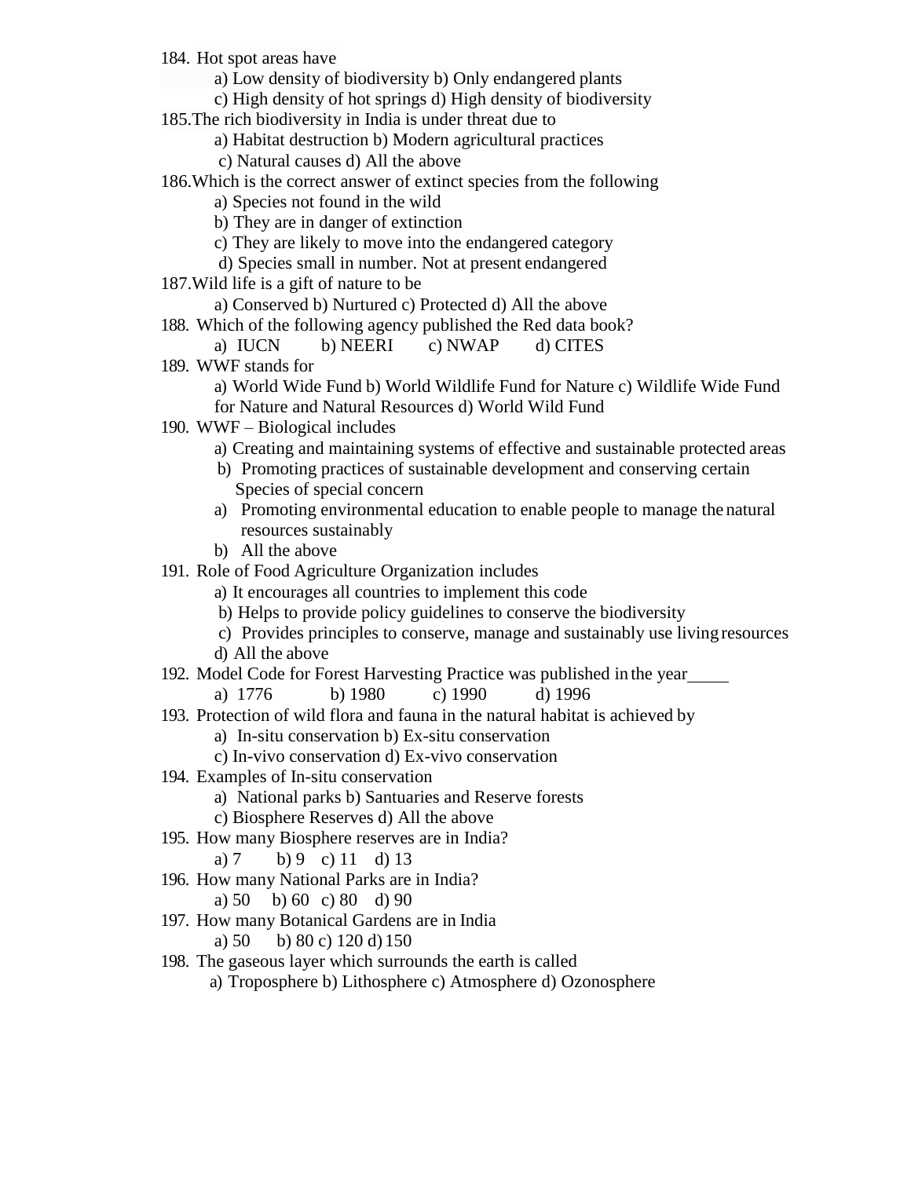184. Hot spot areas have

a) Low density of biodiversity b) Only endangered plants
c) High density of hot springs d) High density of biodiversity

185. The rich biodiversity in India is under threat due to

a) Habitat destruction b) Modern agricultural practices
c) Natural causes d) All the above

186. Which is the correct answer of extinct species from the following

a) Species not found in the wild
b) They are in danger of extinction
c) They are likely to move into the endangered category
d) Species small in number. Not at present endangered

187. Wild life is a gift of nature to be

a) Conserved b) Nurtured c) Protected d) All the above

188. Which of the following agency published the Red data book?

a) IUCN b) NEERI c) NWAP d) CITES

189. WWF stands for

a) World Wide Fund b) World Wildlife Fund for Nature c) Wildlife Wide Fund for Nature and Natural Resources d) World Wild Fund

190. WWF – Biological includes

a) Creating and maintaining systems of effective and sustainable protected areas
b) Promoting practices of sustainable development and conserving certain Species of special concern
a) Promoting environmental education to enable people to manage the natural resources sustainably
b) All the above

191. Role of Food Agriculture Organization includes

a) It encourages all countries to implement this code
b) Helps to provide policy guidelines to conserve the biodiversity
c) Provides principles to conserve, manage and sustainably use living resources
d) All the above

192. Model Code for Forest Harvesting Practice was published in the year_____

a) 1776 b) 1980 c) 1990 d) 1996

193. Protection of wild flora and fauna in the natural habitat is achieved by

a) In-situ conservation b) Ex-situ conservation
c) In-vivo conservation d) Ex-vivo conservation

194. Examples of In-situ conservation

a) National parks b) Santuaries and Reserve forests
c) Biosphere Reserves d) All the above

195. How many Biosphere reserves are in India?

a) 7 b) 9 c) 11 d) 13

196. How many National Parks are in India?

a) 50 b) 60 c) 80 d) 90

197. How many Botanical Gardens are in India

a) 50 b) 80 c) 120 d) 150

198. The gaseous layer which surrounds the earth is called

a) Troposphere b) Lithosphere c) Atmosphere d) Ozonosphere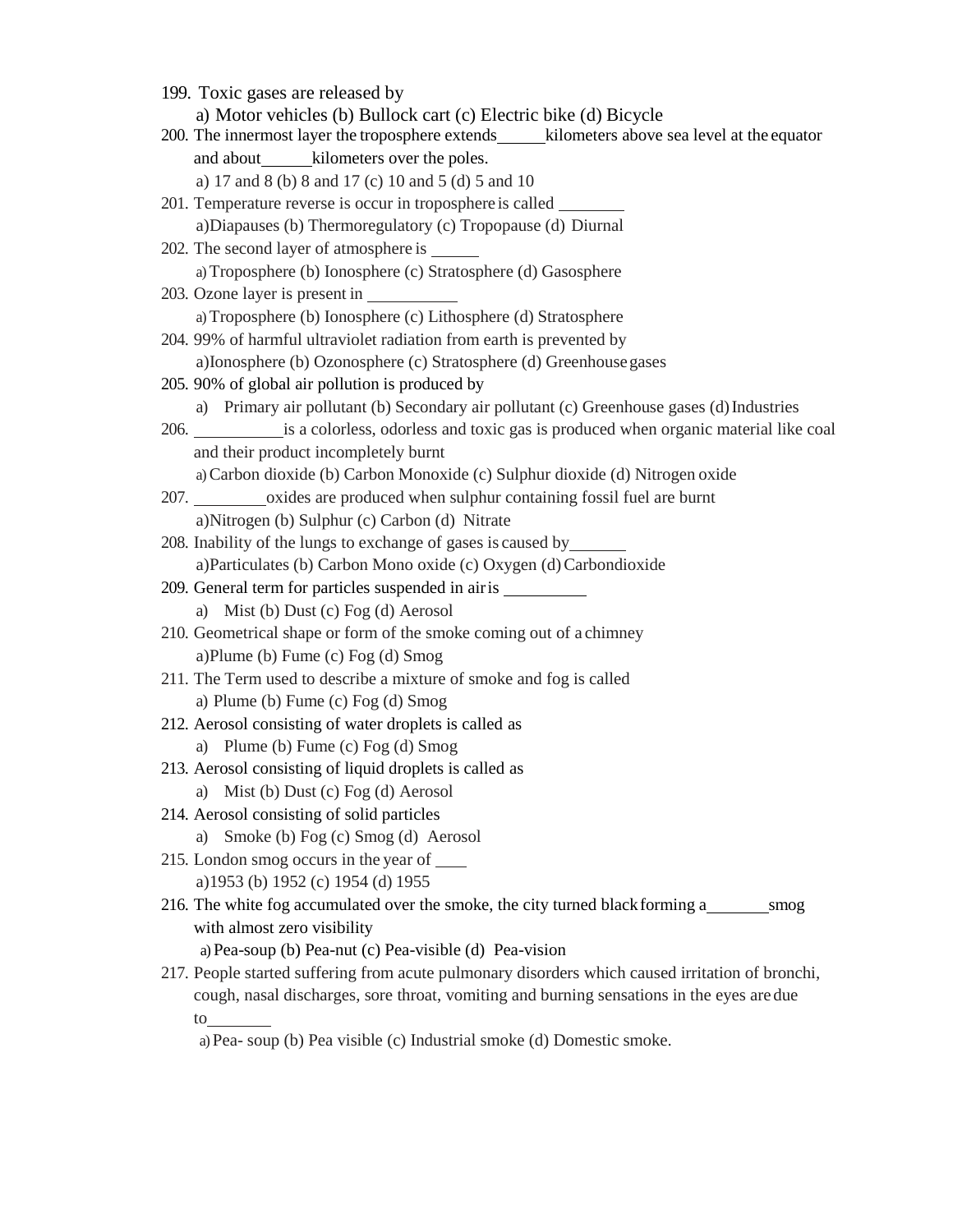199. Toxic gases are released by
   a) Motor vehicles (b) Bullock cart (c) Electric bike (d) Bicycle
200. The innermost layer the troposphere extends______kilometers above sea level at the equator and about______kilometers over the poles.
   a) 17 and 8 (b) 8 and 17 (c) 10 and 5 (d) 5 and 10
201. Temperature reverse is occur in troposphere is called ________
   a)Diapauses (b) Thermoregulatory (c) Tropopause (d) Diurnal
202. The second layer of atmosphere is ______
   a) Troposphere (b) Ionosphere (c) Stratosphere (d) Gasosphere
203. Ozone layer is present in ___________
   a) Troposphere (b) Ionosphere (c) Lithosphere (d) Stratosphere
204. 99% of harmful ultraviolet radiation from earth is prevented by
   a)Ionosphere (b) Ozonosphere (c) Stratosphere (d) Greenhouse gases
205. 90% of global air pollution is produced by
   a) Primary air pollutant (b) Secondary air pollutant (c) Greenhouse gases (d) Industries
206. ___________is a colorless, odorless and toxic gas is produced when organic material like coal and their product incompletely burnt
   a) Carbon dioxide (b) Carbon Monoxide (c) Sulphur dioxide (d) Nitrogen oxide
207. _________oxides are produced when sulphur containing fossil fuel are burnt
   a)Nitrogen (b) Sulphur (c) Carbon (d) Nitrate
208. Inability of the lungs to exchange of gases is caused by_______
   a)Particulates (b) Carbon Mono oxide (c) Oxygen (d) Carbondioxide
209. General term for particles suspended in air is __________
   a) Mist (b) Dust (c) Fog (d) Aerosol
210. Geometrical shape or form of the smoke coming out of a chimney
   a)Plume (b) Fume (c) Fog (d) Smog
211. The Term used to describe a mixture of smoke and fog is called
   a) Plume (b) Fume (c) Fog (d) Smog
212. Aerosol consisting of water droplets is called as
   a) Plume (b) Fume (c) Fog (d) Smog
213. Aerosol consisting of liquid droplets is called as
   a) Mist (b) Dust (c) Fog (d) Aerosol
214. Aerosol consisting of solid particles
   a) Smoke (b) Fog (c) Smog (d) Aerosol
215. London smog occurs in the year of ____
   a)1953 (b) 1952 (c) 1954 (d) 1955
216. The white fog accumulated over the smoke, the city turned black forming a________smog with almost zero visibility
   a) Pea-soup (b) Pea-nut (c) Pea-visible (d) Pea-vision
217. People started suffering from acute pulmonary disorders which caused irritation of bronchi, cough, nasal discharges, sore throat, vomiting and burning sensations in the eyes are due to________
   a) Pea- soup (b) Pea visible (c) Industrial smoke (d) Domestic smoke.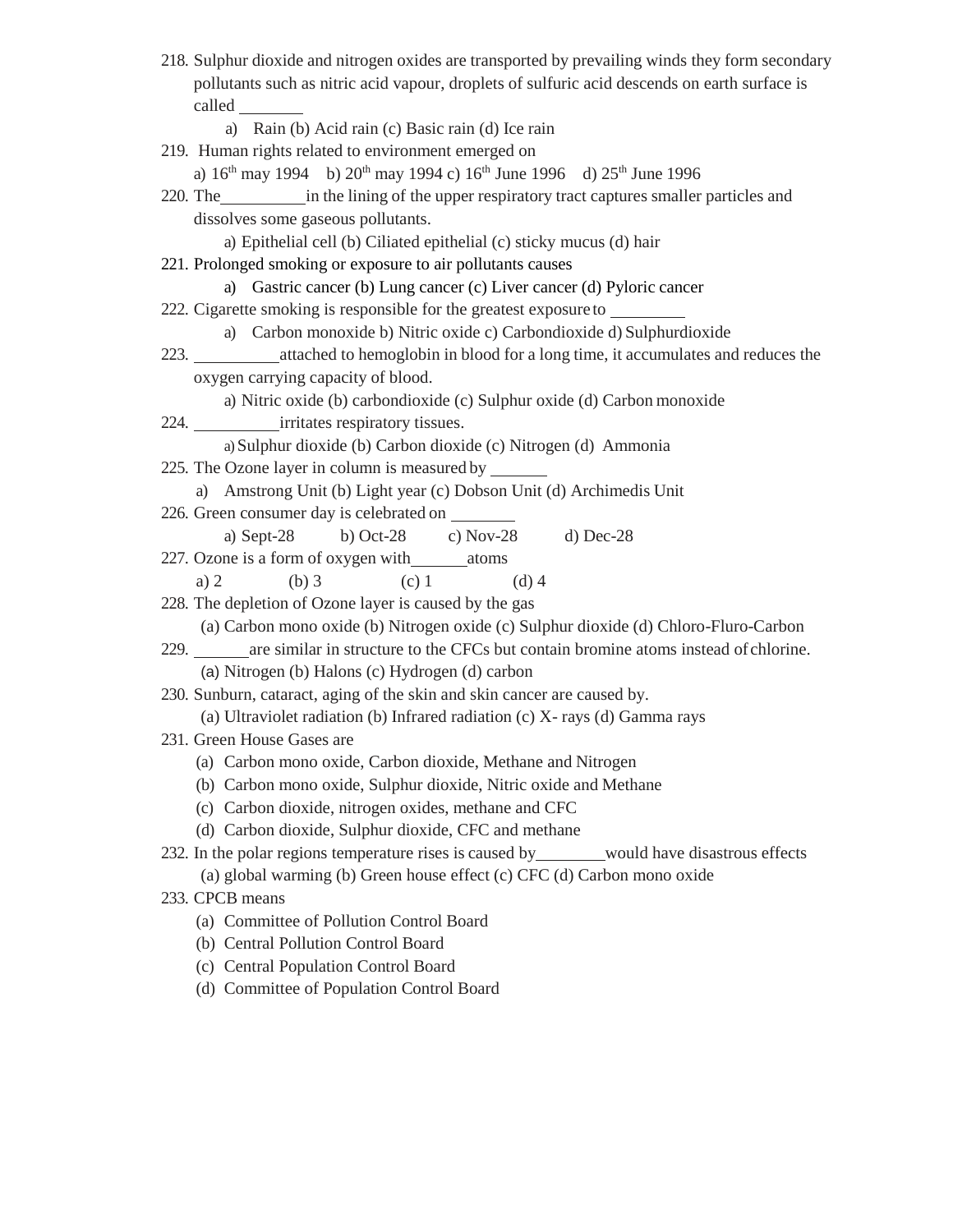218. Sulphur dioxide and nitrogen oxides are transported by prevailing winds they form secondary pollutants such as nitric acid vapour, droplets of sulfuric acid descends on earth surface is called ________

   a) Rain (b) Acid rain (c) Basic rain (d) Ice rain

219. Human rights related to environment emerged on

   a) 16th may 1994 b) 20th may 1994 c) 16th June 1996 d) 25th June 1996

220. The__________in the lining of the upper respiratory tract captures smaller particles and dissolves some gaseous pollutants.

   a) Epithelial cell (b) Ciliated epithelial (c) sticky mucus (d) hair

221. Prolonged smoking or exposure to air pollutants causes

   a) Gastric cancer (b) Lung cancer (c) Liver cancer (d) Pyloric cancer

222. Cigarette smoking is responsible for the greatest exposure to _________

   a) Carbon monoxide b) Nitric oxide c) Carbondioxide d) Sulphurdioxide

223. __________attached to hemoglobin in blood for a long time, it accumulates and reduces the oxygen carrying capacity of blood.

   a) Nitric oxide (b) carbondioxide (c) Sulphur oxide (d) Carbon monoxide

224. __________irritates respiratory tissues.

   a) Sulphur dioxide (b) Carbon dioxide (c) Nitrogen (d) Ammonia

225. The Ozone layer in column is measured by _______

   a) Amstrong Unit (b) Light year (c) Dobson Unit (d) Archimedis Unit

226. Green consumer day is celebrated on ________

   a) Sept-28 b) Oct-28 c) Nov-28 d) Dec-28

227. Ozone is a form of oxygen with______atoms

   a) 2 (b) 3 (c) 1 (d) 4

228. The depletion of Ozone layer is caused by the gas

   (a) Carbon mono oxide (b) Nitrogen oxide (c) Sulphur dioxide (d) Chloro-Fluro-Carbon

229. ______are similar in structure to the CFCs but contain bromine atoms instead of chlorine.

   (a) Nitrogen (b) Halons (c) Hydrogen (d) carbon

230. Sunburn, cataract, aging of the skin and skin cancer are caused by.

   (a) Ultraviolet radiation (b) Infrared radiation (c) X- rays (d) Gamma rays

231. Green House Gases are

   (a) Carbon mono oxide, Carbon dioxide, Methane and Nitrogen
   (b) Carbon mono oxide, Sulphur dioxide, Nitric oxide and Methane
   (c) Carbon dioxide, nitrogen oxides, methane and CFC
   (d) Carbon dioxide, Sulphur dioxide, CFC and methane

232. In the polar regions temperature rises is caused by________would have disastrous effects

   (a) global warming (b) Green house effect (c) CFC (d) Carbon mono oxide

233. CPCB means

   (a) Committee of Pollution Control Board
   (b) Central Pollution Control Board
   (c) Central Population Control Board
   (d) Committee of Population Control Board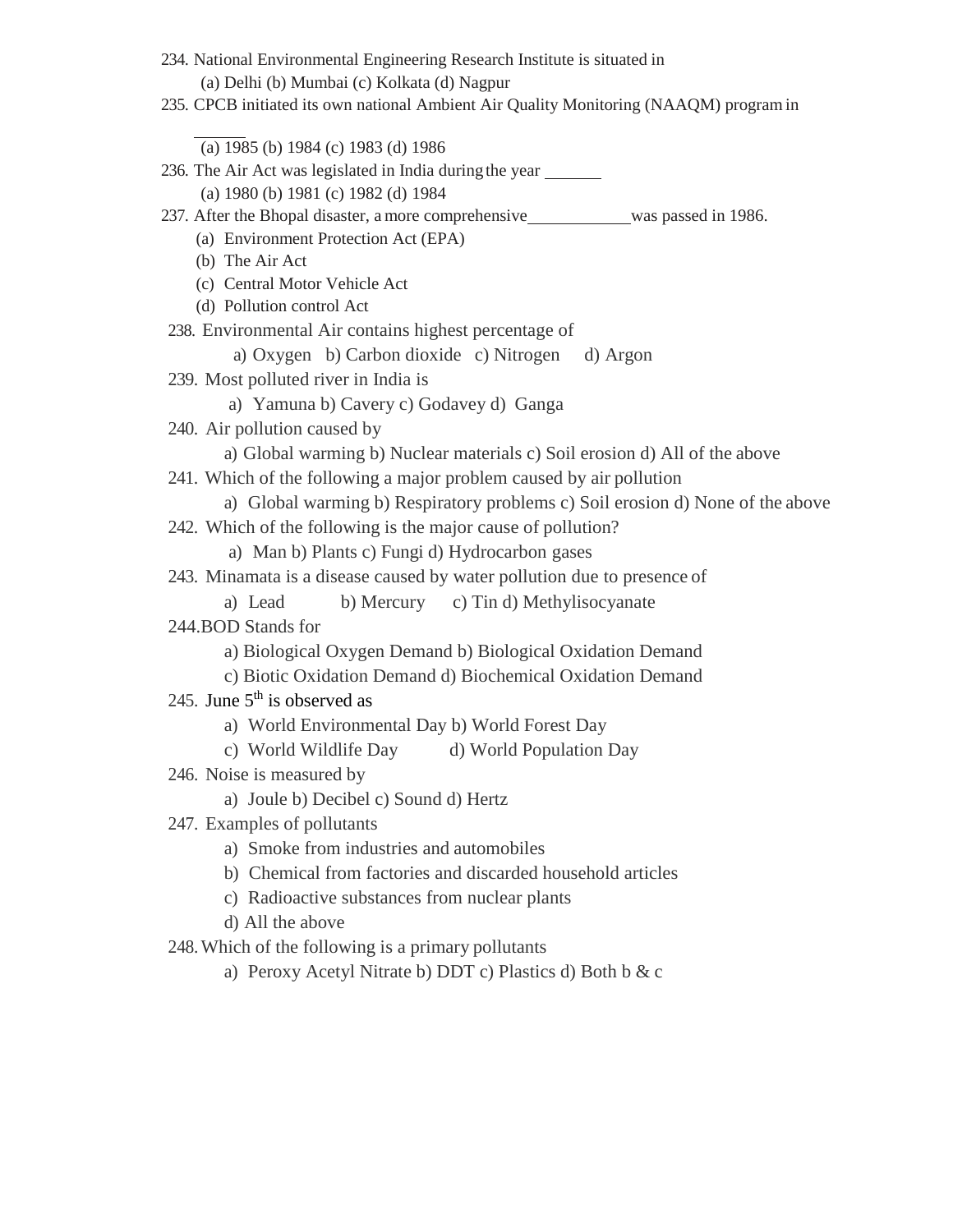234. National Environmental Engineering Research Institute is situated in
(a) Delhi (b) Mumbai (c) Kolkata (d) Nagpur

235. CPCB initiated its own national Ambient Air Quality Monitoring (NAAQM) program in ______
(a) 1985 (b) 1984 (c) 1983 (d) 1986

236. The Air Act was legislated in India during the year ______
(a) 1980 (b) 1981 (c) 1982 (d) 1984

237. After the Bhopal disaster, a more comprehensive ______ was passed in 1986.
(a) Environment Protection Act (EPA)
(b) The Air Act
(c) Central Motor Vehicle Act
(d) Pollution control Act

238. Environmental Air contains highest percentage of
a) Oxygen b) Carbon dioxide c) Nitrogen d) Argon

239. Most polluted river in India is
a) Yamuna b) Cavery c) Godavey d) Ganga

240. Air pollution caused by
a) Global warming b) Nuclear materials c) Soil erosion d) All of the above

241. Which of the following a major problem caused by air pollution
a) Global warming b) Respiratory problems c) Soil erosion d) None of the above

242. Which of the following is the major cause of pollution?
a) Man b) Plants c) Fungi d) Hydrocarbon gases

243. Minamata is a disease caused by water pollution due to presence of
a) Lead b) Mercury c) Tin d) Methylisocyanate

244. BOD Stands for
a) Biological Oxygen Demand b) Biological Oxidation Demand
c) Biotic Oxidation Demand d) Biochemical Oxidation Demand

245. June $5^{th}$ is observed as
a) World Environmental Day b) World Forest Day
c) World Wildlife Day d) World Population Day

246. Noise is measured by
a) Joule b) Decibel c) Sound d) Hertz

247. Examples of pollutants
a) Smoke from industries and automobiles
b) Chemical from factories and discarded household articles
c) Radioactive substances from nuclear plants
d) All the above

248. Which of the following is a primary pollutants
a) Peroxy Acetyl Nitrate b) DDT c) Plastics d) Both b & c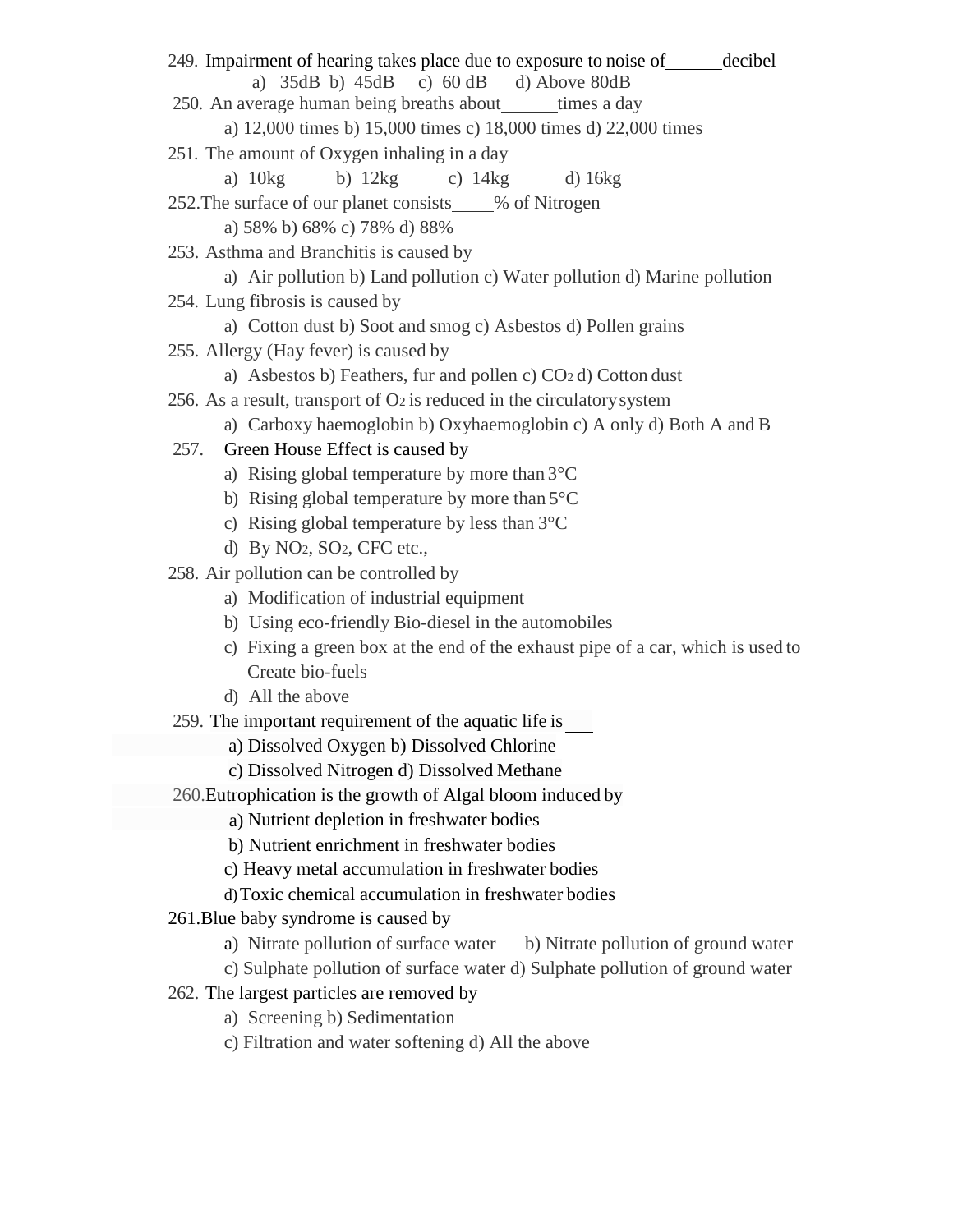249. Impairment of hearing takes place due to exposure to noise of______decibel

a) 35dB b) 45dB c) 60 dB d) Above 80dB

250. An average human being breaths about______times a day

a) 12,000 times b) 15,000 times c) 18,000 times d) 22,000 times

251. The amount of Oxygen inhaling in a day

a) 10kg b) 12kg c) 14kg d) 16kg

252. The surface of our planet consists_____% of Nitrogen

a) 58% b) 68% c) 78% d) 88%

253. Asthma and Branchitis is caused by

a) Air pollution b) Land pollution c) Water pollution d) Marine pollution

254. Lung fibrosis is caused by

a) Cotton dust b) Soot and smog c) Asbestos d) Pollen grains

255. Allergy (Hay fever) is caused by

a) Asbestos b) Feathers, fur and pollen c) $CO_2$ d) Cotton dust

256. As a result, transport of $O_2$ is reduced in the circulatory system

a) Carboxy haemoglobin b) Oxyhaemoglobin c) A only d) Both A and B

257. Green House Effect is caused by

a) Rising global temperature by more than 3°C
b) Rising global temperature by more than 5°C
c) Rising global temperature by less than 3°C
d) By $NO_2$, $SO_2$, CFC etc.,

258. Air pollution can be controlled by

a) Modification of industrial equipment
b) Using eco-friendly Bio-diesel in the automobiles
c) Fixing a green box at the end of the exhaust pipe of a car, which is used to Create bio-fuels
d) All the above

259. The important requirement of the aquatic life is ___

a) Dissolved Oxygen b) Dissolved Chlorine
c) Dissolved Nitrogen d) Dissolved Methane

260. Eutrophication is the growth of Algal bloom induced by

a) Nutrient depletion in freshwater bodies
b) Nutrient enrichment in freshwater bodies
c) Heavy metal accumulation in freshwater bodies
d) Toxic chemical accumulation in freshwater bodies

261. Blue baby syndrome is caused by

a) Nitrate pollution of surface water b) Nitrate pollution of ground water
c) Sulphate pollution of surface water d) Sulphate pollution of ground water

262. The largest particles are removed by

a) Screening b) Sedimentation
c) Filtration and water softening d) All the above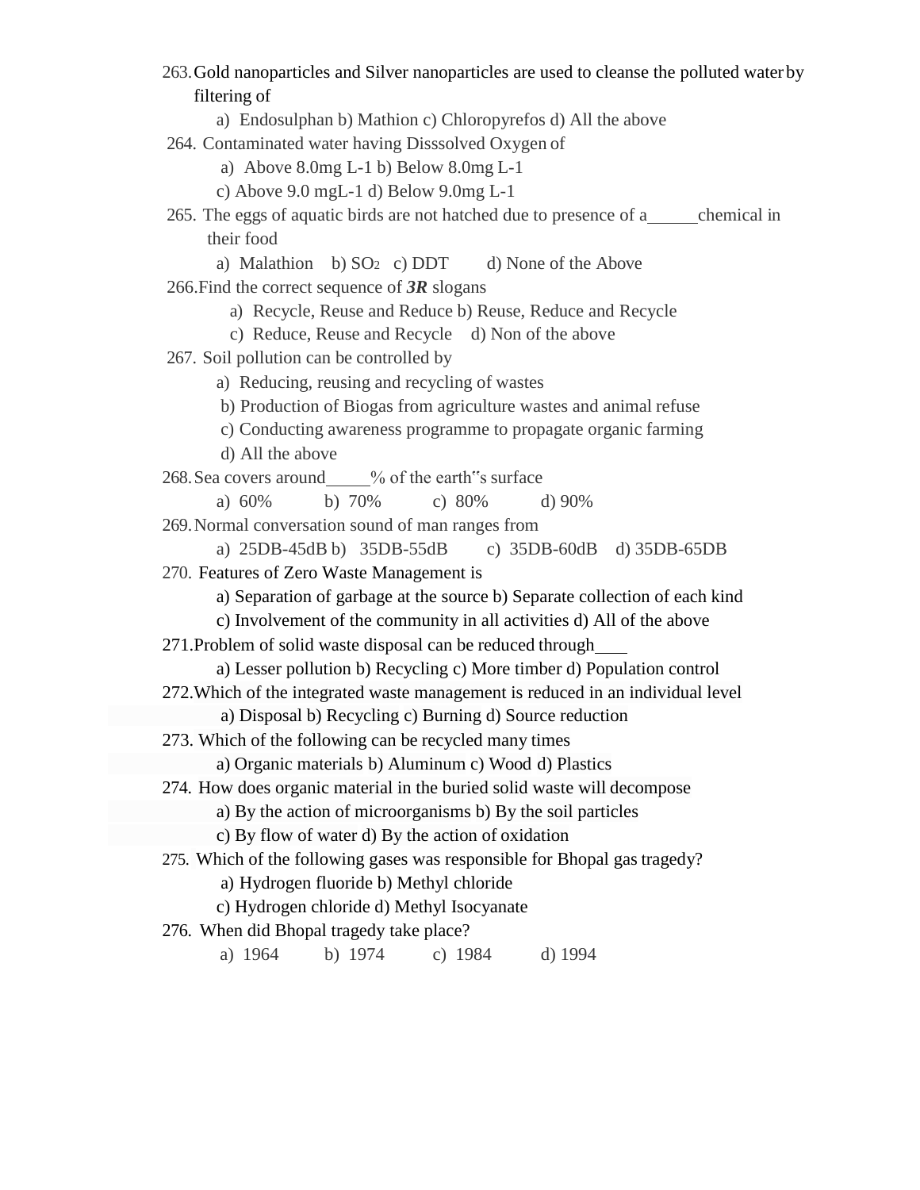263. Gold nanoparticles and Silver nanoparticles are used to cleanse the polluted water by filtering of

a) Endosulphan b) Mathion c) Chloropyrefos d) All the above

264. Contaminated water having Disssolved Oxygen of

a) Above 8.0mg L-1 b) Below 8.0mg L-1

c) Above 9.0 mgL-1 d) Below 9.0mg L-1

265. The eggs of aquatic birds are not hatched due to presence of a______chemical in their food

a) Malathion b) $SO_2$ c) DDT d) None of the Above

266. Find the correct sequence of ***3R*** slogans

a) Recycle, Reuse and Reduce b) Reuse, Reduce and Recycle

c) Reduce, Reuse and Recycle d) Non of the above

267. Soil pollution can be controlled by

a) Reducing, reusing and recycling of wastes

b) Production of Biogas from agriculture wastes and animal refuse

c) Conducting awareness programme to propagate organic farming

d) All the above

268. Sea covers around_____% of the earth"s surface

a) 60% b) 70% c) 80% d) 90%

269. Normal conversation sound of man ranges from

a) 25DB-45dB b) 35DB-55dB c) 35DB-60dB d) 35DB-65DB

270. Features of Zero Waste Management is

a) Separation of garbage at the source b) Separate collection of each kind

c) Involvement of the community in all activities d) All of the above

271. Problem of solid waste disposal can be reduced through____

a) Lesser pollution b) Recycling c) More timber d) Population control

272. Which of the integrated waste management is reduced in an individual level

a) Disposal b) Recycling c) Burning d) Source reduction

273. Which of the following can be recycled many times

a) Organic materials b) Aluminum c) Wood d) Plastics

274. How does organic material in the buried solid waste will decompose

a) By the action of microorganisms b) By the soil particles

c) By flow of water d) By the action of oxidation

275. Which of the following gases was responsible for Bhopal gas tragedy?

a) Hydrogen fluoride b) Methyl chloride

c) Hydrogen chloride d) Methyl Isocyanate

276. When did Bhopal tragedy take place?

a) 1964 b) 1974 c) 1984 d) 1994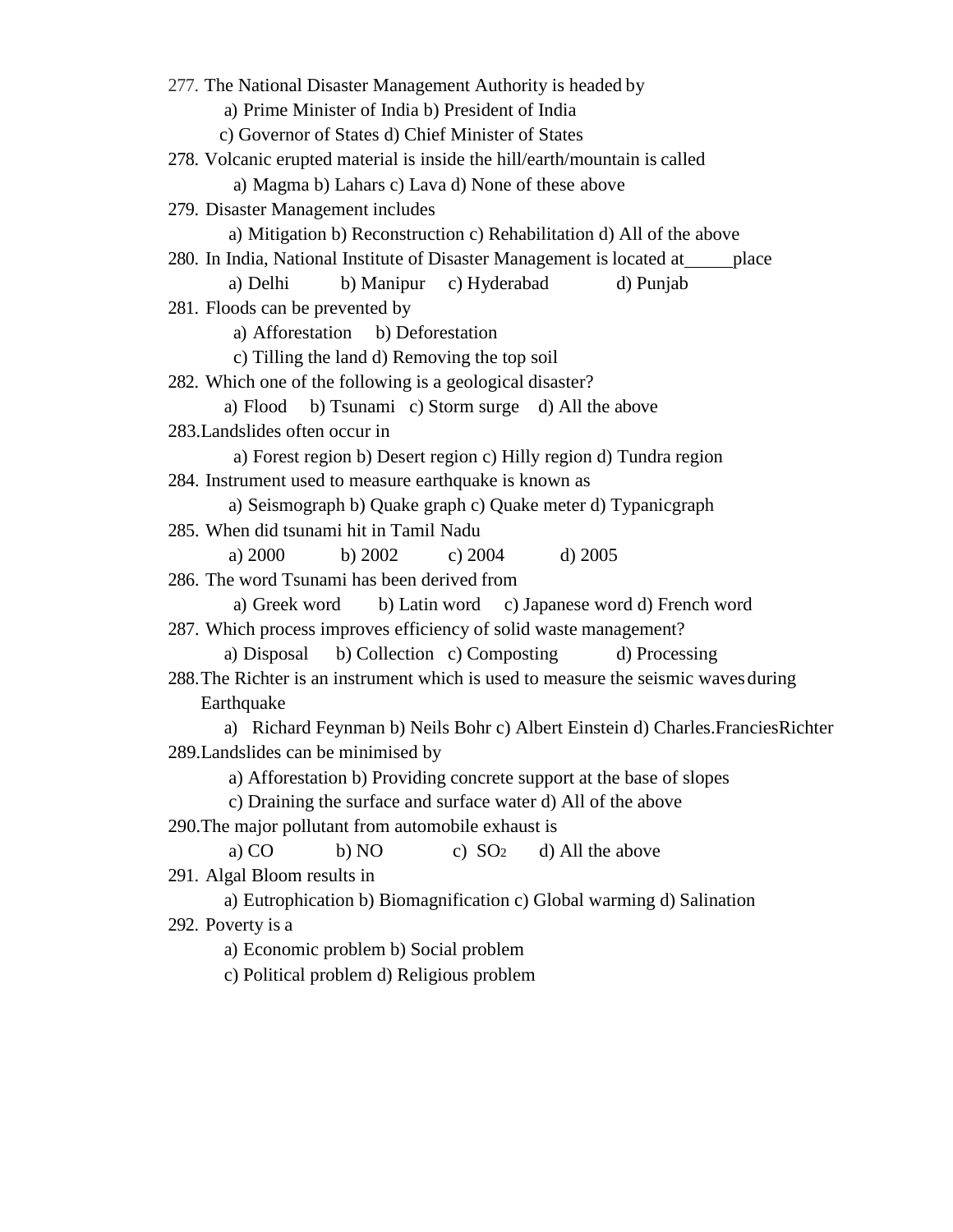277. The National Disaster Management Authority is headed by

a) Prime Minister of India b) President of India

c) Governor of States d) Chief Minister of States

278. Volcanic erupted material is inside the hill/earth/mountain is called

a) Magma b) Lahars c) Lava d) None of these above

279. Disaster Management includes

a) Mitigation b) Reconstruction c) Rehabilitation d) All of the above

280. In India, National Institute of Disaster Management is located at_____place

a) Delhi b) Manipur c) Hyderabad d) Punjab

281. Floods can be prevented by

a) Afforestation b) Deforestation

c) Tilling the land d) Removing the top soil

282. Which one of the following is a geological disaster?

a) Flood b) Tsunami c) Storm surge d) All the above

283. Landslides often occur in

a) Forest region b) Desert region c) Hilly region d) Tundra region

284. Instrument used to measure earthquake is known as

a) Seismograph b) Quake graph c) Quake meter d) Typanicgraph

285. When did tsunami hit in Tamil Nadu

a) 2000 b) 2002 c) 2004 d) 2005

286. The word Tsunami has been derived from

a) Greek word b) Latin word c) Japanese word d) French word

287. Which process improves efficiency of solid waste management?

a) Disposal b) Collection c) Composting d) Processing

288. The Richter is an instrument which is used to measure the seismic waves during Earthquake

a) Richard Feynman b) Neils Bohr c) Albert Einstein d) Charles.FranciesRichter

289. Landslides can be minimised by

a) Afforestation b) Providing concrete support at the base of slopes

c) Draining the surface and surface water d) All of the above

290. The major pollutant from automobile exhaust is

a) CO b) NO c) $SO_2$ d) All the above

291. Algal Bloom results in

a) Eutrophication b) Biomagnification c) Global warming d) Salination

292. Poverty is a

a) Economic problem b) Social problem

c) Political problem d) Religious problem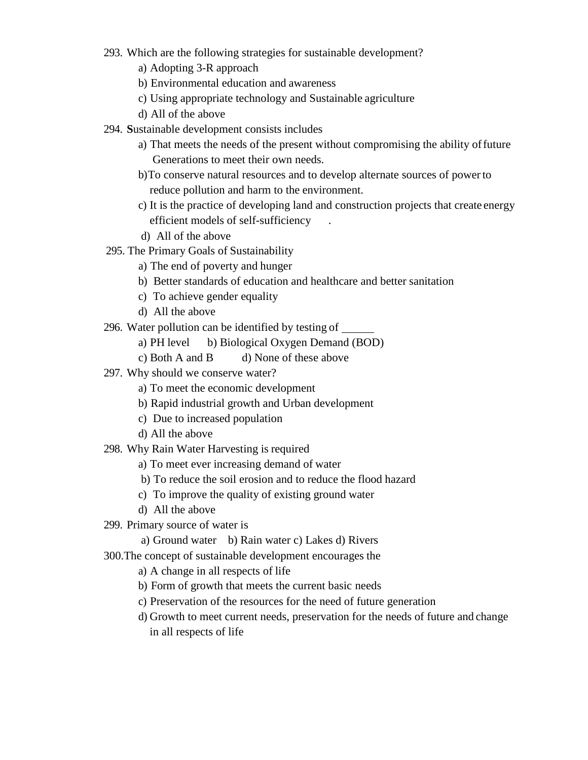293. Which are the following strategies for sustainable development?
    a) Adopting 3-R approach
    b) Environmental education and awareness
    c) Using appropriate technology and Sustainable agriculture
    d) All of the above
294. **S**ustainable development consists includes
    a) That meets the needs of the present without compromising the ability of future Generations to meet their own needs.
    b) To conserve natural resources and to develop alternate sources of power to reduce pollution and harm to the environment.
    c) It is the practice of developing land and construction projects that create energy efficient models of self-sufficiency .
    d) All of the above
295. The Primary Goals of Sustainability
    a) The end of poverty and hunger
    b) Better standards of education and healthcare and better sanitation
    c) To achieve gender equality
    d) All the above
296. Water pollution can be identified by testing of ______
    a) PH level  b) Biological Oxygen Demand (BOD)
    c) Both A and B  d) None of these above
297. Why should we conserve water?
    a) To meet the economic development
    b) Rapid industrial growth and Urban development
    c) Due to increased population
    d) All the above
298. Why Rain Water Harvesting is required
    a) To meet ever increasing demand of water
    b) To reduce the soil erosion and to reduce the flood hazard
    c) To improve the quality of existing ground water
    d) All the above
299. Primary source of water is
    a) Ground water  b) Rain water c) Lakes d) Rivers
300. The concept of sustainable development encourages the
    a) A change in all respects of life
    b) Form of growth that meets the current basic needs
    c) Preservation of the resources for the need of future generation
    d) Growth to meet current needs, preservation for the needs of future and change in all respects of life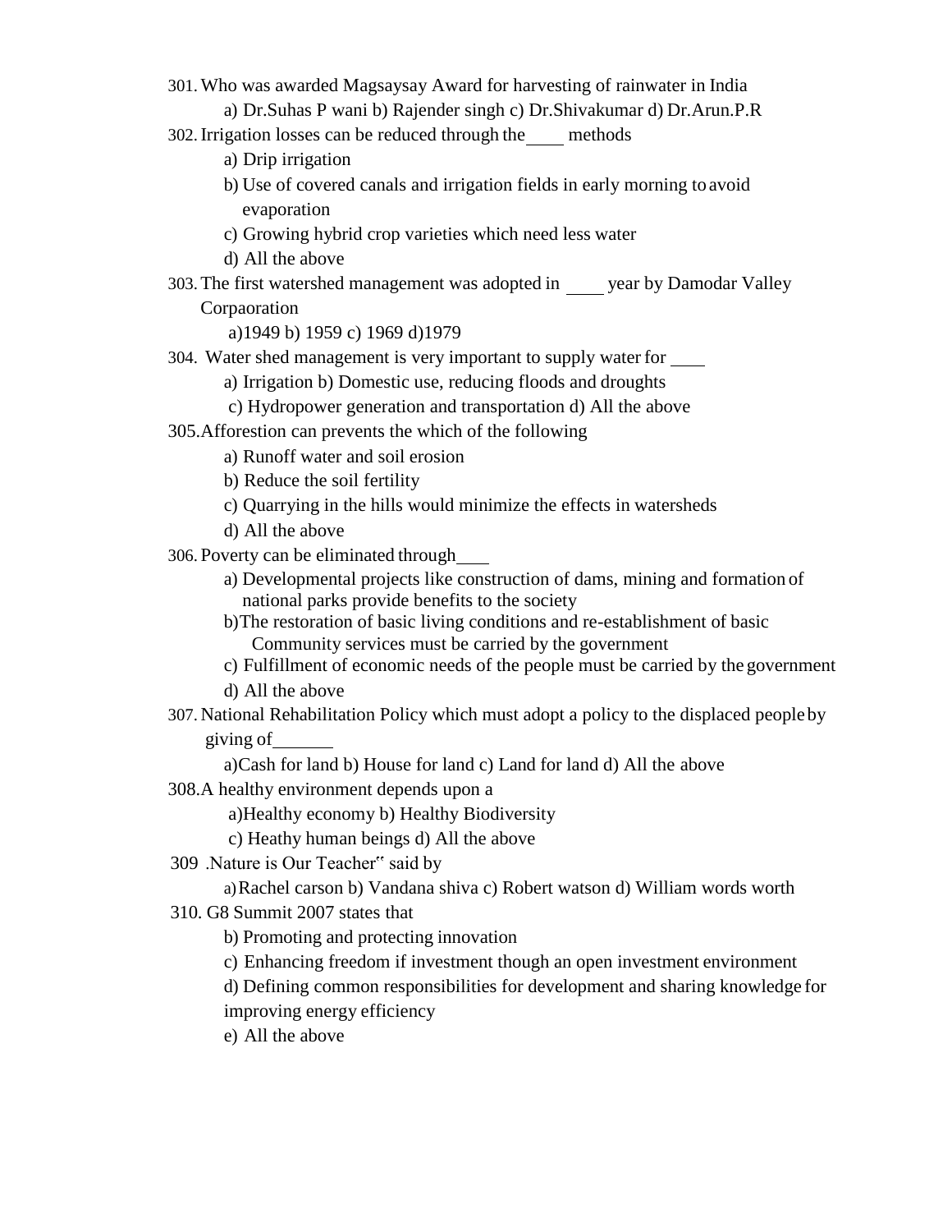301. Who was awarded Magsaysay Award for harvesting of rainwater in India

a) Dr.Suhas P wani b) Rajender singh c) Dr.Shivakumar d) Dr.Arun.P.R

302. Irrigation losses can be reduced through the ____ methods

a) Drip irrigation

b) Use of covered canals and irrigation fields in early morning to avoid evaporation

c) Growing hybrid crop varieties which need less water

d) All the above

303. The first watershed management was adopted in ____ year by Damodar Valley Corpaoration

a)1949 b) 1959 c) 1969 d)1979

304. Water shed management is very important to supply water for ____

a) Irrigation b) Domestic use, reducing floods and droughts

c) Hydropower generation and transportation d) All the above

305. Afforestion can prevents the which of the following

a) Runoff water and soil erosion

b) Reduce the soil fertility

c) Quarrying in the hills would minimize the effects in watersheds

d) All the above

306. Poverty can be eliminated through____

a) Developmental projects like construction of dams, mining and formation of national parks provide benefits to the society

b) The restoration of basic living conditions and re-establishment of basic Community services must be carried by the government

c) Fulfillment of economic needs of the people must be carried by the government

d) All the above

307. National Rehabilitation Policy which must adopt a policy to the displaced people by giving of______

a)Cash for land b) House for land c) Land for land d) All the above

308. A healthy environment depends upon a

a)Healthy economy b) Healthy Biodiversity

c) Heathy human beings d) All the above

309 .Nature is Our Teacher" said by

a) Rachel carson b) Vandana shiva c) Robert watson d) William words worth

310. G8 Summit 2007 states that

b) Promoting and protecting innovation

c) Enhancing freedom if investment though an open investment environment

d) Defining common responsibilities for development and sharing knowledge for improving energy efficiency

e) All the above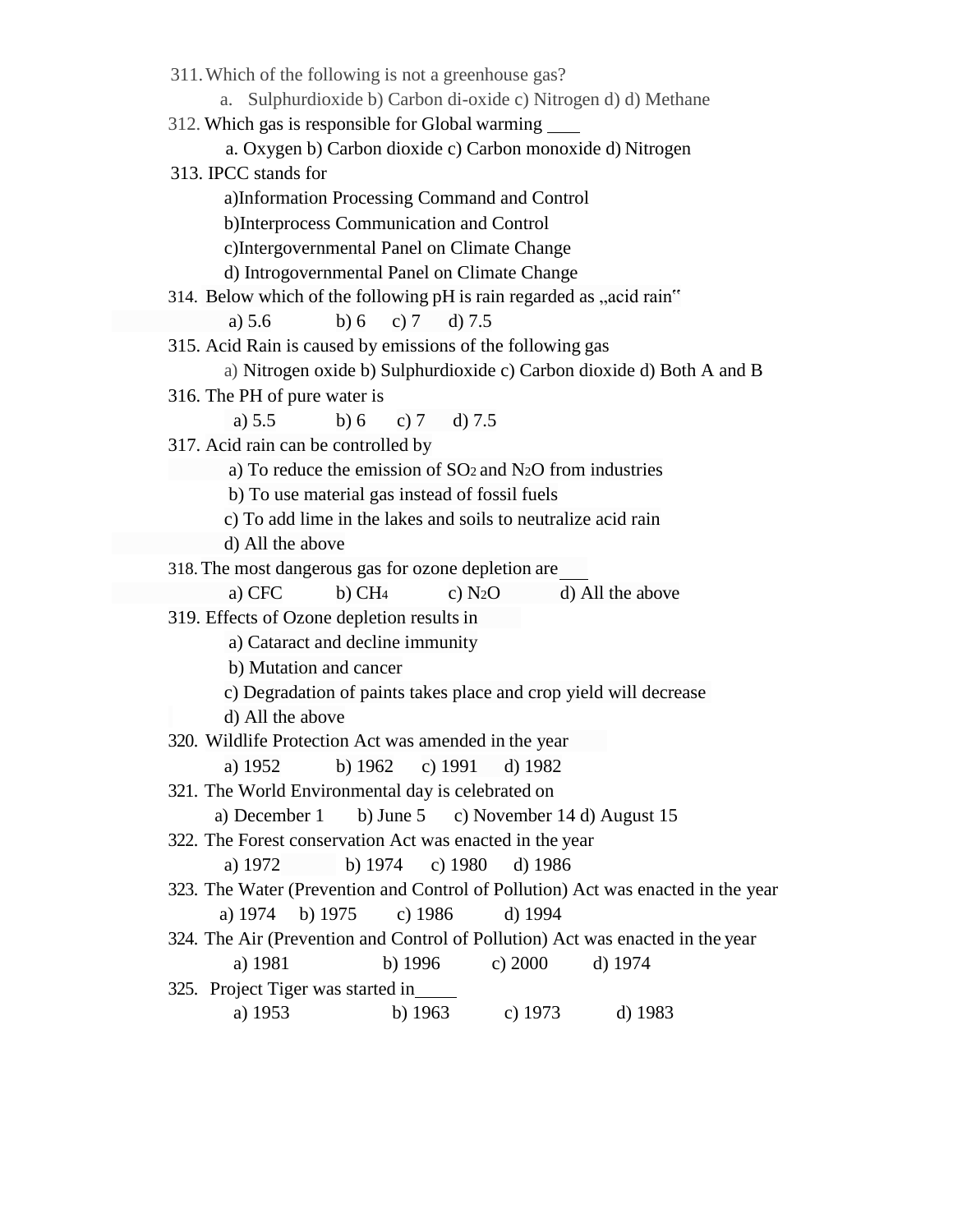311. Which of the following is not a greenhouse gas?

   a. Sulphurdioxide b) Carbon di-oxide c) Nitrogen d) d) Methane

312. Which gas is responsible for Global warming ____

   a. Oxygen b) Carbon dioxide c) Carbon monoxide d) Nitrogen

313. IPCC stands for

   a)Information Processing Command and Control

   b)Interprocess Communication and Control

   c)Intergovernmental Panel on Climate Change

   d) Introgovernmental Panel on Climate Change

314. Below which of the following pH is rain regarded as „acid rain"

   a) 5.6 b) 6 c) 7 d) 7.5

315. Acid Rain is caused by emissions of the following gas

   a) Nitrogen oxide b) Sulphurdioxide c) Carbon dioxide d) Both A and B

316. The PH of pure water is

   a) 5.5 b) 6 c) 7 d) 7.5

317. Acid rain can be controlled by

   a) To reduce the emission of $SO_2$ and $N_2O$ from industries

   b) To use material gas instead of fossil fuels

   c) To add lime in the lakes and soils to neutralize acid rain

   d) All the above

318. The most dangerous gas for ozone depletion are___

   a) CFC b) $CH_4$ c) $N_2O$ d) All the above

319. Effects of Ozone depletion results in

   a) Cataract and decline immunity

   b) Mutation and cancer

   c) Degradation of paints takes place and crop yield will decrease

   d) All the above

320. Wildlife Protection Act was amended in the year

   a) 1952 b) 1962 c) 1991 d) 1982

321. The World Environmental day is celebrated on

   a) December 1 b) June 5 c) November 14 d) August 15

322. The Forest conservation Act was enacted in the year

   a) 1972 b) 1974 c) 1980 d) 1986

323. The Water (Prevention and Control of Pollution) Act was enacted in the year

   a) 1974 b) 1975 c) 1986 d) 1994

324. The Air (Prevention and Control of Pollution) Act was enacted in the year

   a) 1981 b) 1996 c) 2000 d) 1974

325. Project Tiger was started in_____

   a) 1953 b) 1963 c) 1973 d) 1983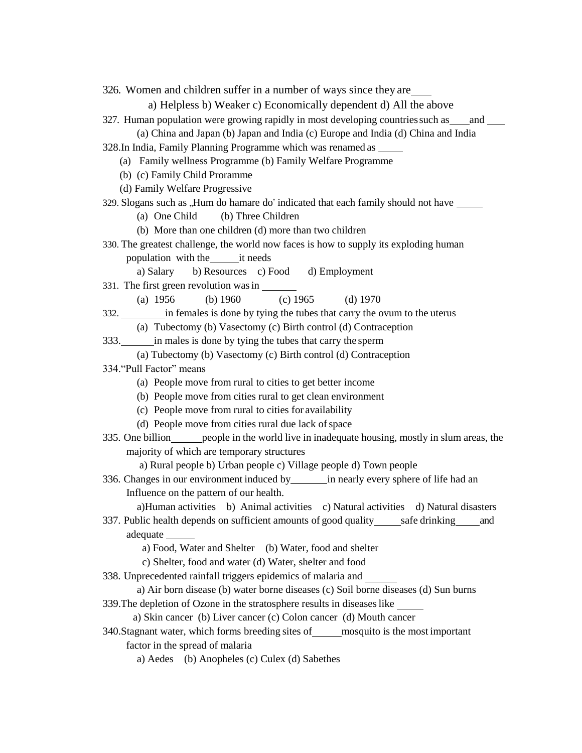326. Women and children suffer in a number of ways since they are____

a) Helpless b) Weaker c) Economically dependent d) All the above

327. Human population were growing rapidly in most developing countries such as____and ____

(a) China and Japan (b) Japan and India (c) Europe and India (d) China and India

328.In India, Family Planning Programme which was renamed as _____

(a) Family wellness Programme (b) Family Welfare Programme

(b) (c) Family Child Proramme

(d) Family Welfare Progressive

329. Slogans such as „Hum do hamare do" indicated that each family should not have _____

(a) One Child (b) Three Children

(b) More than one children (d) more than two children

330. The greatest challenge, the world now faces is how to supply its exploding human population with the______it needs

a) Salary b) Resources c) Food d) Employment

331. The first green revolution was in _______

(a) 1956 (b) 1960 (c) 1965 (d) 1970

332. ________in females is done by tying the tubes that carry the ovum to the uterus

(a) Tubectomy (b) Vasectomy (c) Birth control (d) Contraception

333.______in males is done by tying the tubes that carry the sperm

(a) Tubectomy (b) Vasectomy (c) Birth control (d) Contraception

334."Pull Factor" means

(a) People move from rural to cities to get better income

(b) People move from cities rural to get clean environment

(c) People move from rural to cities for availability

(d) People move from cities rural due lack of space

335. One billion______people in the world live in inadequate housing, mostly in slum areas, the majority of which are temporary structures

a) Rural people b) Urban people c) Village people d) Town people

336. Changes in our environment induced by_______in nearly every sphere of life had an Influence on the pattern of our health.

a)Human activities b) Animal activities c) Natural activities d) Natural disasters

337. Public health depends on sufficient amounts of good quality_____safe drinking_____and adequate _____

a) Food, Water and Shelter (b) Water, food and shelter

c) Shelter, food and water (d) Water, shelter and food

338. Unprecedented rainfall triggers epidemics of malaria and ______

a) Air born disease (b) water borne diseases (c) Soil borne diseases (d) Sun burns

339.The depletion of Ozone in the stratosphere results in diseases like _____

a) Skin cancer (b) Liver cancer (c) Colon cancer (d) Mouth cancer

340.Stagnant water, which forms breeding sites of_____mosquito is the most important factor in the spread of malaria

a) Aedes (b) Anopheles (c) Culex (d) Sabethes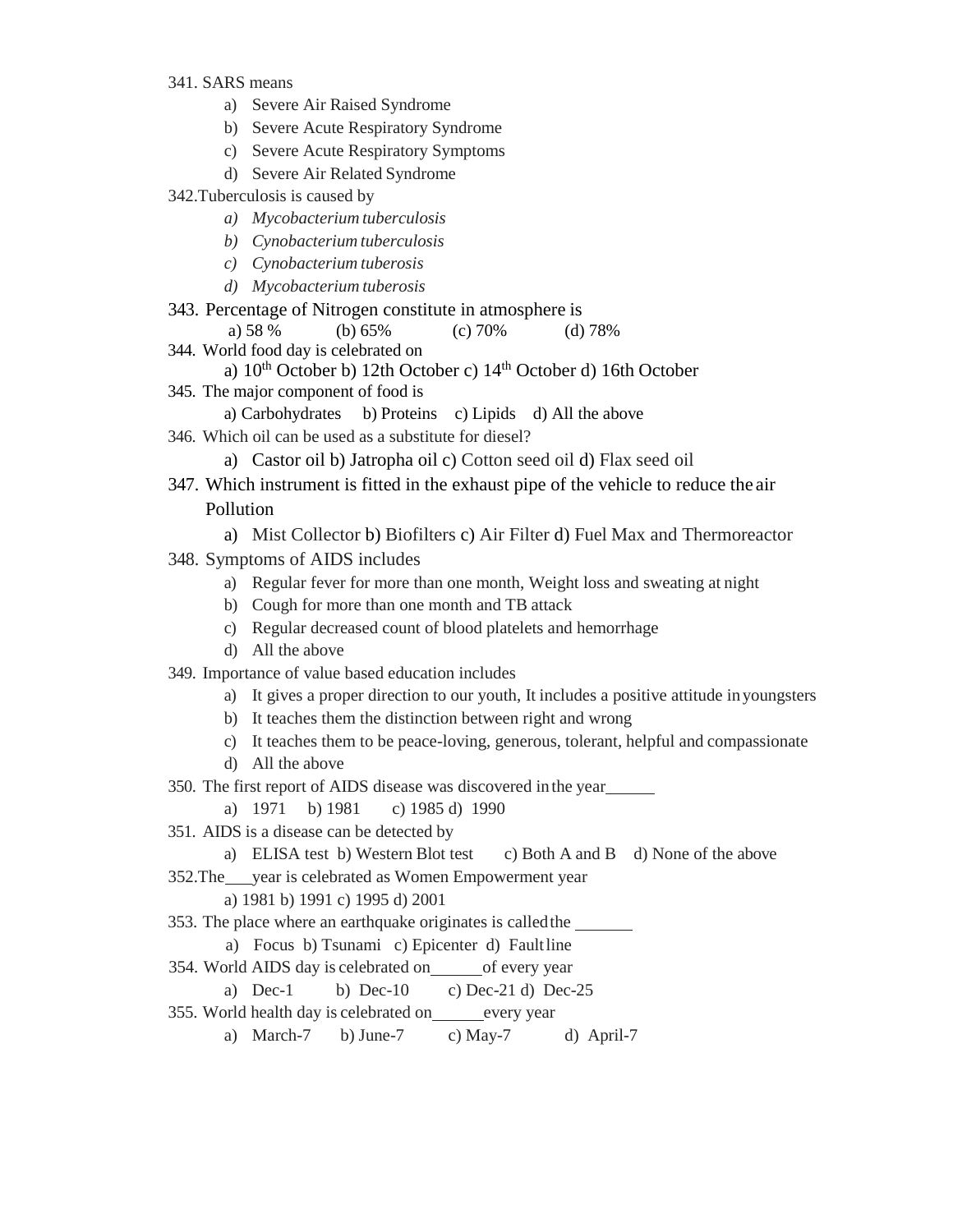341. SARS means

  a) Severe Air Raised Syndrome
  b) Severe Acute Respiratory Syndrome
  c) Severe Acute Respiratory Symptoms
  d) Severe Air Related Syndrome

342.Tuberculosis is caused by

  a) *Mycobacterium tuberculosis*
  b) *Cynobacterium tuberculosis*
  c) *Cynobacterium tuberosis*
  d) *Mycobacterium tuberosis*

343. Percentage of Nitrogen constitute in atmosphere is

  a) 58 % (b) 65% (c) 70% (d) 78%

344. World food day is celebrated on

  a) 10th October b) 12th October c) 14th October d) 16th October

345. The major component of food is

  a) Carbohydrates b) Proteins c) Lipids d) All the above

346. Which oil can be used as a substitute for diesel?

  a) Castor oil b) Jatropha oil c) Cotton seed oil d) Flax seed oil

347. Which instrument is fitted in the exhaust pipe of the vehicle to reduce the air Pollution

  a) Mist Collector b) Biofilters c) Air Filter d) Fuel Max and Thermoreactor

348. Symptoms of AIDS includes

  a) Regular fever for more than one month, Weight loss and sweating at night
  b) Cough for more than one month and TB attack
  c) Regular decreased count of blood platelets and hemorrhage
  d) All the above

349. Importance of value based education includes

  a) It gives a proper direction to our youth, It includes a positive attitude in youngsters
  b) It teaches them the distinction between right and wrong
  c) It teaches them to be peace-loving, generous, tolerant, helpful and compassionate
  d) All the above

350. The first report of AIDS disease was discovered in the year______

  a) 1971 b) 1981 c) 1985 d) 1990

351. AIDS is a disease can be detected by

  a) ELISA test b) Western Blot test c) Both A and B d) None of the above

352.The___year is celebrated as Women Empowerment year

  a) 1981 b) 1991 c) 1995 d) 2001

353. The place where an earthquake originates is called the _______

  a) Focus b) Tsunami c) Epicenter d) Fault line

354. World AIDS day is celebrated on______of every year

  a) Dec-1 b) Dec-10 c) Dec-21 d) Dec-25

355. World health day is celebrated on______every year

  a) March-7 b) June-7 c) May-7 d) April-7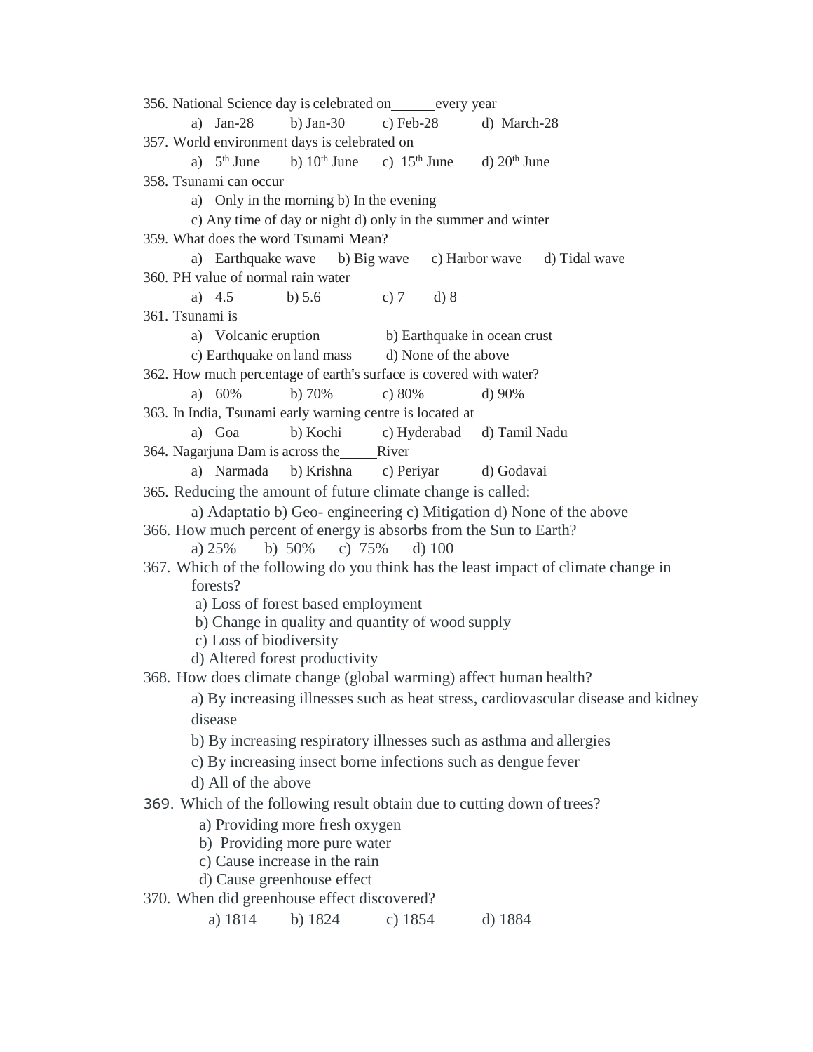356. National Science day is celebrated on______every year

a) Jan-28 b) Jan-30 c) Feb-28 d) March-28

357. World environment days is celebrated on

a) 5th June b) 10th June c) 15th June d) 20th June

358. Tsunami can occur

a) Only in the morning b) In the evening

c) Any time of day or night d) only in the summer and winter

359. What does the word Tsunami Mean?

a) Earthquake wave b) Big wave c) Harbor wave d) Tidal wave

360. PH value of normal rain water

a) 4.5 b) 5.6 c) 7 d) 8

361. Tsunami is

a) Volcanic eruption b) Earthquake in ocean crust

c) Earthquake on land mass d) None of the above

362. How much percentage of earth"s surface is covered with water?

a) 60% b) 70% c) 80% d) 90%

363. In India, Tsunami early warning centre is located at

a) Goa b) Kochi c) Hyderabad d) Tamil Nadu

364. Nagarjuna Dam is across the_____River

a) Narmada b) Krishna c) Periyar d) Godavai

365. Reducing the amount of future climate change is called:

a) Adaptatio b) Geo- engineering c) Mitigation d) None of the above

366. How much percent of energy is absorbs from the Sun to Earth?

a) 25% b) 50% c) 75% d) 100

367. Which of the following do you think has the least impact of climate change in forests?

a) Loss of forest based employment

b) Change in quality and quantity of wood supply

c) Loss of biodiversity

d) Altered forest productivity

368. How does climate change (global warming) affect human health?

a) By increasing illnesses such as heat stress, cardiovascular disease and kidney disease

b) By increasing respiratory illnesses such as asthma and allergies

c) By increasing insect borne infections such as dengue fever

d) All of the above

369. Which of the following result obtain due to cutting down of trees?

a) Providing more fresh oxygen

b) Providing more pure water

c) Cause increase in the rain

d) Cause greenhouse effect

370. When did greenhouse effect discovered?

a) 1814 b) 1824 c) 1854 d) 1884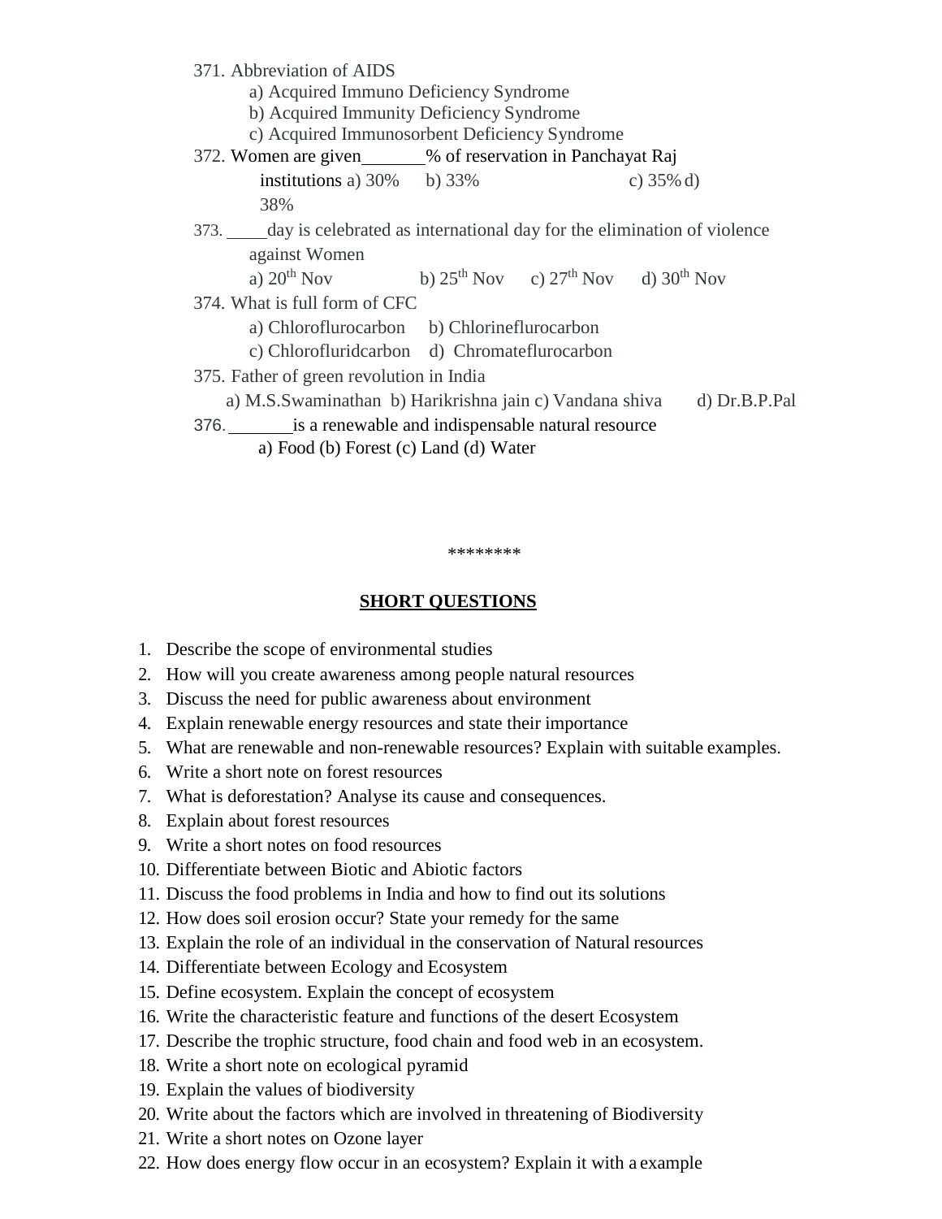371. Abbreviation of AIDS
    a) Acquired Immuno Deficiency Syndrome
    b) Acquired Immunity Deficiency Syndrome
    c) Acquired Immunosorbent Deficiency Syndrome

372. Women are given_______% of reservation in Panchayat Raj institutions a) 30% b) 33% c) 35% d) 38%

373. ____day is celebrated as international day for the elimination of violence against Women
    a) 20th Nov b) 25th Nov c) 27th Nov d) 30th Nov

374. What is full form of CFC
    a) Chloroflurocarbon b) Chlorineflurocarbon
    c) Chlorofluridcarbon d) Chromateflurocarbon

375. Father of green revolution in India
    a) M.S.Swaminathan b) Harikrishna jain c) Vandana shiva d) Dr.B.P.Pal

376. _______is a renewable and indispensable natural resource
    a) Food (b) Forest (c) Land (d) Water

********

## SHORT QUESTIONS

1. Describe the scope of environmental studies
2. How will you create awareness among people natural resources
3. Discuss the need for public awareness about environment
4. Explain renewable energy resources and state their importance
5. What are renewable and non-renewable resources? Explain with suitable examples.
6. Write a short note on forest resources
7. What is deforestation? Analyse its cause and consequences.
8. Explain about forest resources
9. Write a short notes on food resources
10. Differentiate between Biotic and Abiotic factors
11. Discuss the food problems in India and how to find out its solutions
12. How does soil erosion occur? State your remedy for the same
13. Explain the role of an individual in the conservation of Natural resources
14. Differentiate between Ecology and Ecosystem
15. Define ecosystem. Explain the concept of ecosystem
16. Write the characteristic feature and functions of the desert Ecosystem
17. Describe the trophic structure, food chain and food web in an ecosystem.
18. Write a short note on ecological pyramid
19. Explain the values of biodiversity
20. Write about the factors which are involved in threatening of Biodiversity
21. Write a short notes on Ozone layer
22. How does energy flow occur in an ecosystem? Explain it with a example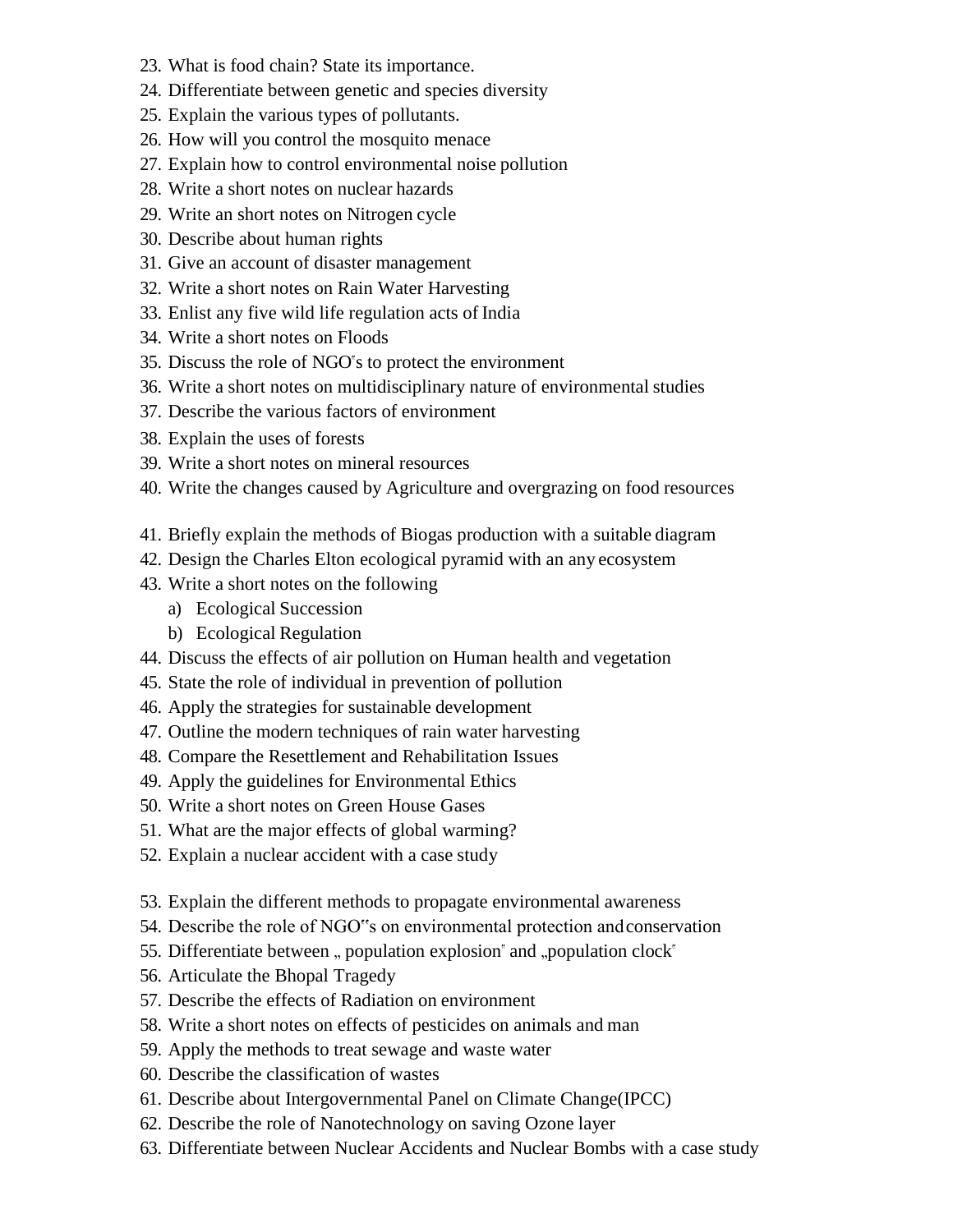23. What is food chain? State its importance.
24. Differentiate between genetic and species diversity
25. Explain the various types of pollutants.
26. How will you control the mosquito menace
27. Explain how to control environmental noise pollution
28. Write a short notes on nuclear hazards
29. Write an short notes on Nitrogen cycle
30. Describe about human rights
31. Give an account of disaster management
32. Write a short notes on Rain Water Harvesting
33. Enlist any five wild life regulation acts of India
34. Write a short notes on Floods
35. Discuss the role of NGO"s to protect the environment
36. Write a short notes on multidisciplinary nature of environmental studies
37. Describe the various factors of environment
38. Explain the uses of forests
39. Write a short notes on mineral resources
40. Write the changes caused by Agriculture and overgrazing on food resources

41. Briefly explain the methods of Biogas production with a suitable diagram
42. Design the Charles Elton ecological pyramid with an any ecosystem
43. Write a short notes on the following
    a) Ecological Succession
    b) Ecological Regulation
44. Discuss the effects of air pollution on Human health and vegetation
45. State the role of individual in prevention of pollution
46. Apply the strategies for sustainable development
47. Outline the modern techniques of rain water harvesting
48. Compare the Resettlement and Rehabilitation Issues
49. Apply the guidelines for Environmental Ethics
50. Write a short notes on Green House Gases
51. What are the major effects of global warming?
52. Explain a nuclear accident with a case study

53. Explain the different methods to propagate environmental awareness
54. Describe the role of NGO"s on environmental protection and conservation
55. Differentiate between „ population explosion" and „population clock"
56. Articulate the Bhopal Tragedy
57. Describe the effects of Radiation on environment
58. Write a short notes on effects of pesticides on animals and man
59. Apply the methods to treat sewage and waste water
60. Describe the classification of wastes
61. Describe about Intergovernmental Panel on Climate Change(IPCC)
62. Describe the role of Nanotechnology on saving Ozone layer
63. Differentiate between Nuclear Accidents and Nuclear Bombs with a case study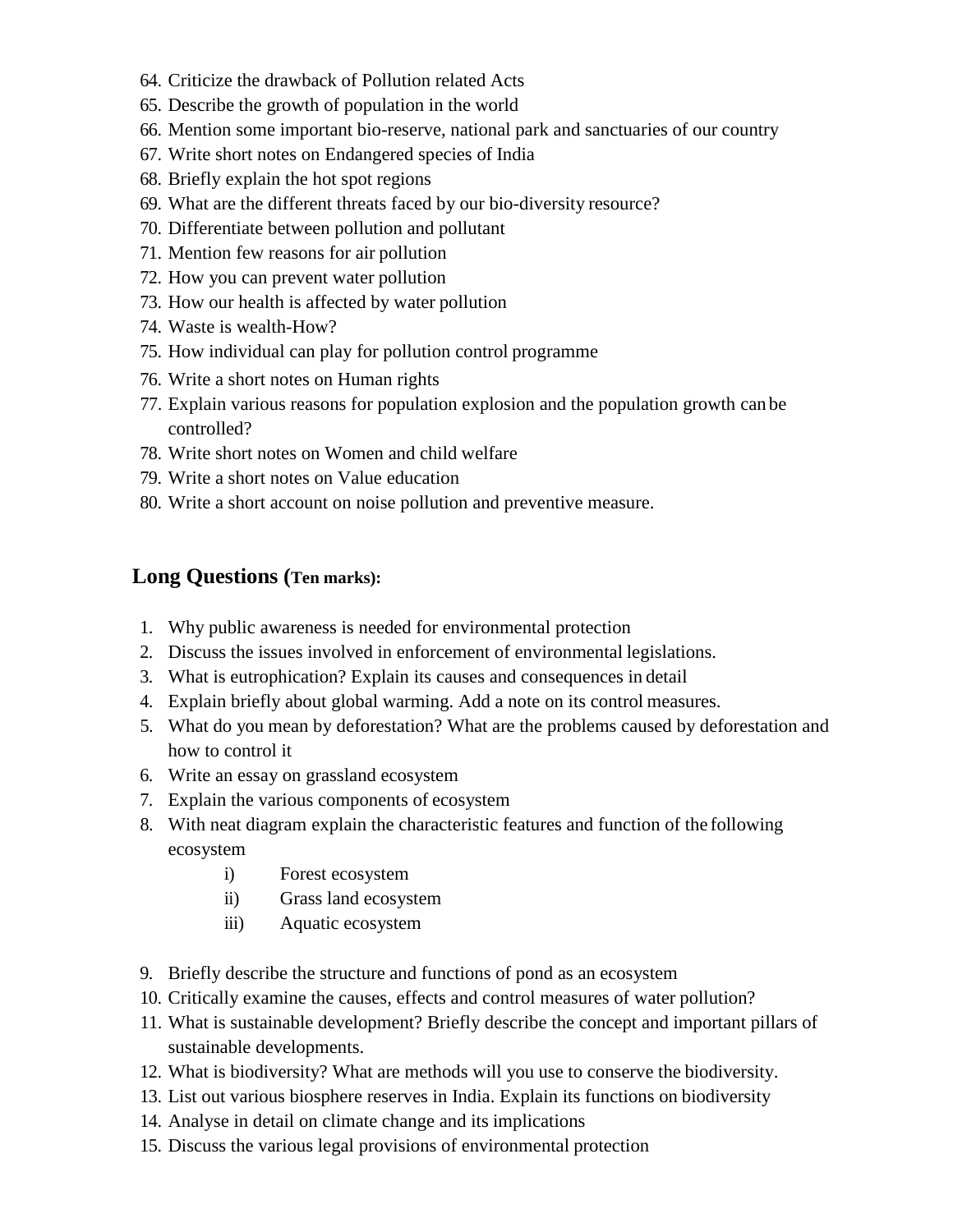64. Criticize the drawback of Pollution related Acts
65. Describe the growth of population in the world
66. Mention some important bio-reserve, national park and sanctuaries of our country
67. Write short notes on Endangered species of India
68. Briefly explain the hot spot regions
69. What are the different threats faced by our bio-diversity resource?
70. Differentiate between pollution and pollutant
71. Mention few reasons for air pollution
72. How you can prevent water pollution
73. How our health is affected by water pollution
74. Waste is wealth-How?
75. How individual can play for pollution control programme
76. Write a short notes on Human rights
77. Explain various reasons for population explosion and the population growth can be controlled?
78. Write short notes on Women and child welfare
79. Write a short notes on Value education
80. Write a short account on noise pollution and preventive measure.

## Long Questions (Ten marks):

1. Why public awareness is needed for environmental protection
2. Discuss the issues involved in enforcement of environmental legislations.
3. What is eutrophication? Explain its causes and consequences in detail
4. Explain briefly about global warming. Add a note on its control measures.
5. What do you mean by deforestation? What are the problems caused by deforestation and how to control it
6. Write an essay on grassland ecosystem
7. Explain the various components of ecosystem
8. With neat diagram explain the characteristic features and function of the following ecosystem
   - i) Forest ecosystem
   - ii) Grass land ecosystem
   - iii) Aquatic ecosystem
9. Briefly describe the structure and functions of pond as an ecosystem
10. Critically examine the causes, effects and control measures of water pollution?
11. What is sustainable development? Briefly describe the concept and important pillars of sustainable developments.
12. What is biodiversity? What are methods will you use to conserve the biodiversity.
13. List out various biosphere reserves in India. Explain its functions on biodiversity
14. Analyse in detail on climate change and its implications
15. Discuss the various legal provisions of environmental protection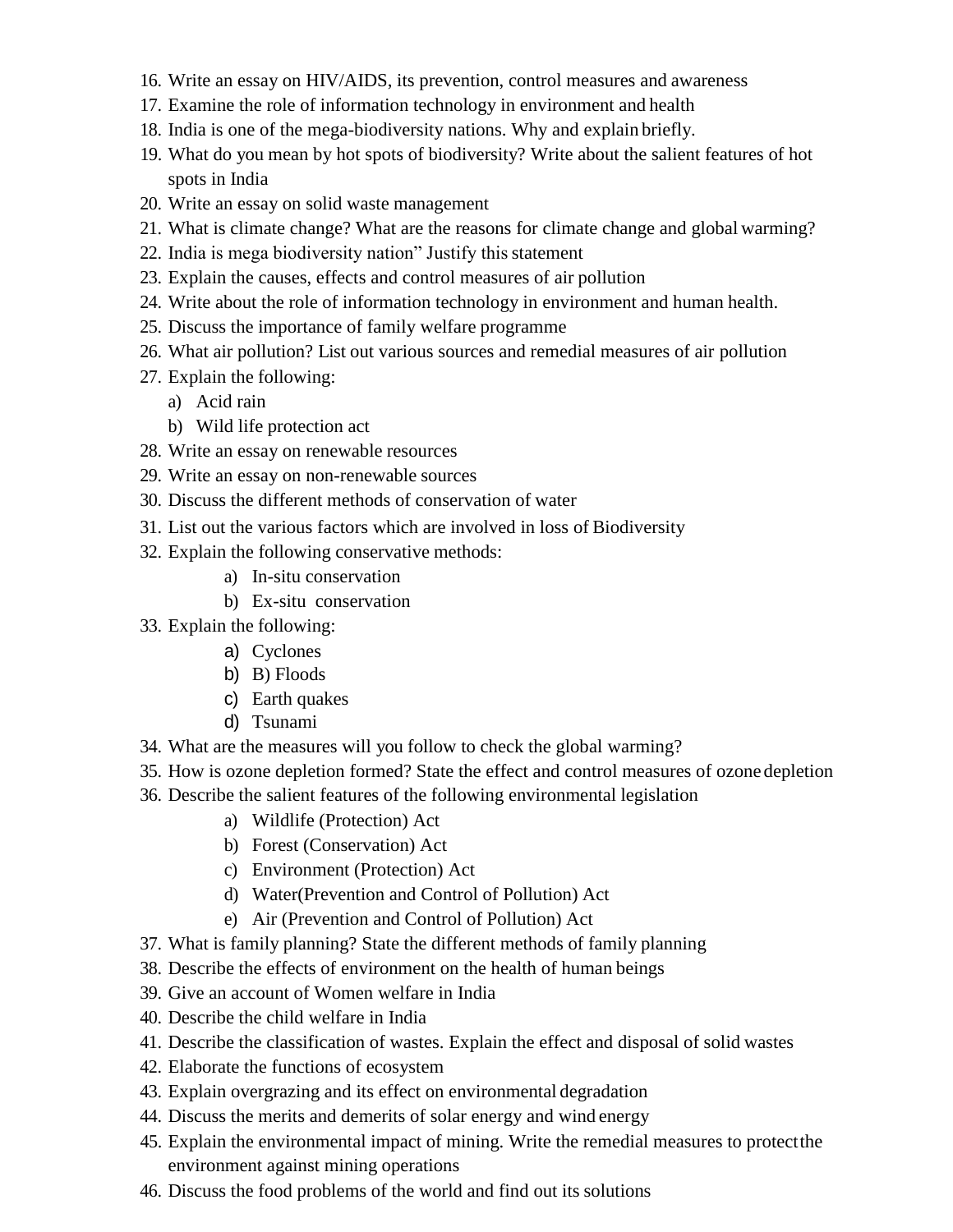16. Write an essay on HIV/AIDS, its prevention, control measures and awareness
17. Examine the role of information technology in environment and health
18. India is one of the mega-biodiversity nations. Why and explain briefly.
19. What do you mean by hot spots of biodiversity? Write about the salient features of hot spots in India
20. Write an essay on solid waste management
21. What is climate change? What are the reasons for climate change and global warming?
22. India is mega biodiversity nation" Justify this statement
23. Explain the causes, effects and control measures of air pollution
24. Write about the role of information technology in environment and human health.
25. Discuss the importance of family welfare programme
26. What air pollution? List out various sources and remedial measures of air pollution
27. Explain the following:
    a) Acid rain
    b) Wild life protection act
28. Write an essay on renewable resources
29. Write an essay on non-renewable sources
30. Discuss the different methods of conservation of water
31. List out the various factors which are involved in loss of Biodiversity
32. Explain the following conservative methods:
    a) In-situ conservation
    b) Ex-situ conservation
33. Explain the following:
    a) Cyclones
    b) B) Floods
    c) Earth quakes
    d) Tsunami
34. What are the measures will you follow to check the global warming?
35. How is ozone depletion formed? State the effect and control measures of ozone depletion
36. Describe the salient features of the following environmental legislation
    a) Wildlife (Protection) Act
    b) Forest (Conservation) Act
    c) Environment (Protection) Act
    d) Water(Prevention and Control of Pollution) Act
    e) Air (Prevention and Control of Pollution) Act
37. What is family planning? State the different methods of family planning
38. Describe the effects of environment on the health of human beings
39. Give an account of Women welfare in India
40. Describe the child welfare in India
41. Describe the classification of wastes. Explain the effect and disposal of solid wastes
42. Elaborate the functions of ecosystem
43. Explain overgrazing and its effect on environmental degradation
44. Discuss the merits and demerits of solar energy and wind energy
45. Explain the environmental impact of mining. Write the remedial measures to protect the environment against mining operations
46. Discuss the food problems of the world and find out its solutions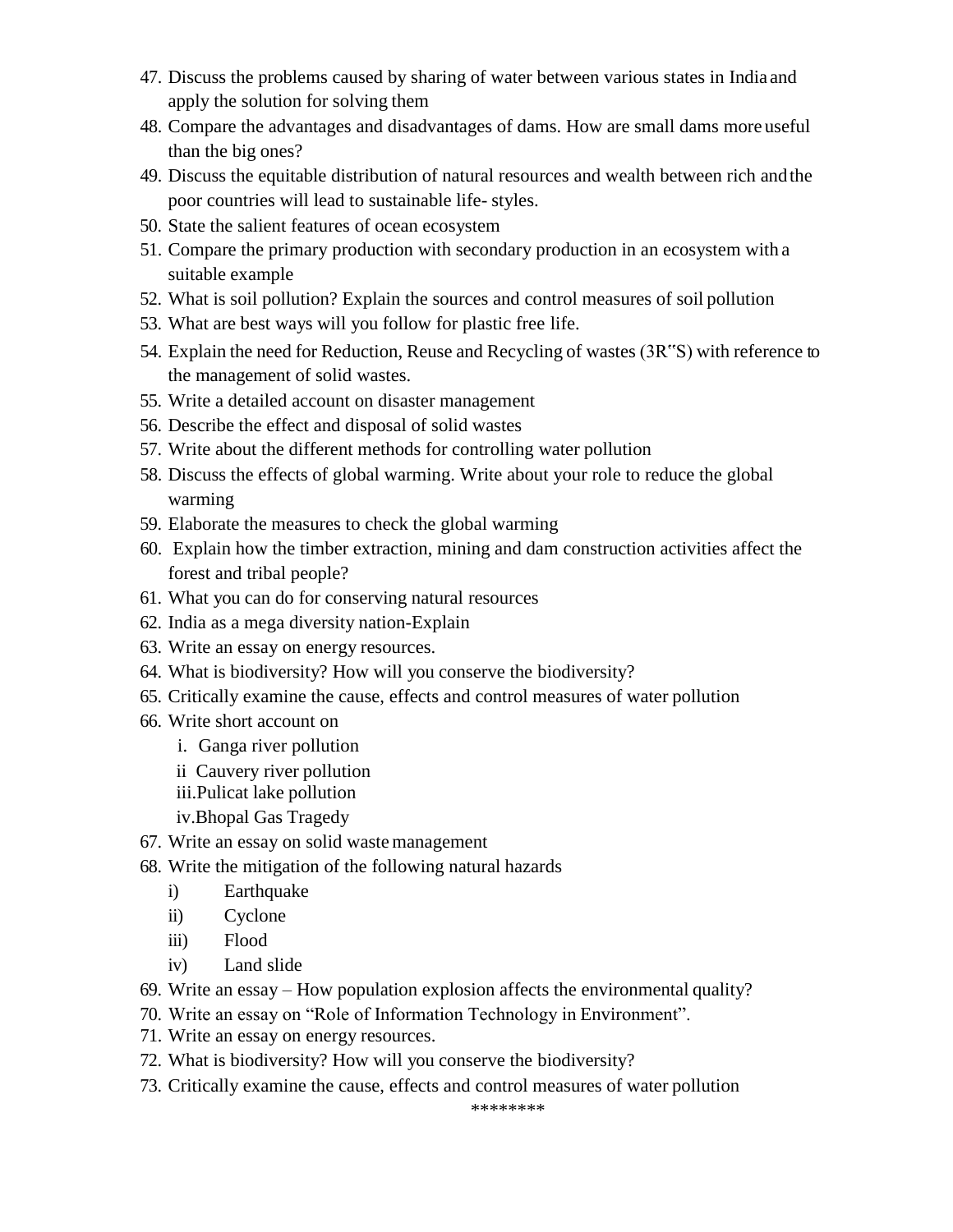47. Discuss the problems caused by sharing of water between various states in India and apply the solution for solving them
48. Compare the advantages and disadvantages of dams. How are small dams more useful than the big ones?
49. Discuss the equitable distribution of natural resources and wealth between rich and the poor countries will lead to sustainable life- styles.
50. State the salient features of ocean ecosystem
51. Compare the primary production with secondary production in an ecosystem with a suitable example
52. What is soil pollution? Explain the sources and control measures of soil pollution
53. What are best ways will you follow for plastic free life.
54. Explain the need for Reduction, Reuse and Recycling of wastes (3R"S) with reference to the management of solid wastes.
55. Write a detailed account on disaster management
56. Describe the effect and disposal of solid wastes
57. Write about the different methods for controlling water pollution
58. Discuss the effects of global warming. Write about your role to reduce the global warming
59. Elaborate the measures to check the global warming
60. Explain how the timber extraction, mining and dam construction activities affect the forest and tribal people?
61. What you can do for conserving natural resources
62. India as a mega diversity nation-Explain
63. Write an essay on energy resources.
64. What is biodiversity? How will you conserve the biodiversity?
65. Critically examine the cause, effects and control measures of water pollution
66. Write short account on
    - i. Ganga river pollution
    - ii Cauvery river pollution
    - iii.Pulicat lake pollution
    - iv.Bhopal Gas Tragedy
67. Write an essay on solid waste management
68. Write the mitigation of the following natural hazards
    - i) Earthquake
    - ii) Cyclone
    - iii) Flood
    - iv) Land slide
69. Write an essay – How population explosion affects the environmental quality?
70. Write an essay on "Role of Information Technology in Environment".
71. Write an essay on energy resources.
72. What is biodiversity? How will you conserve the biodiversity?
73. Critically examine the cause, effects and control measures of water pollution

********